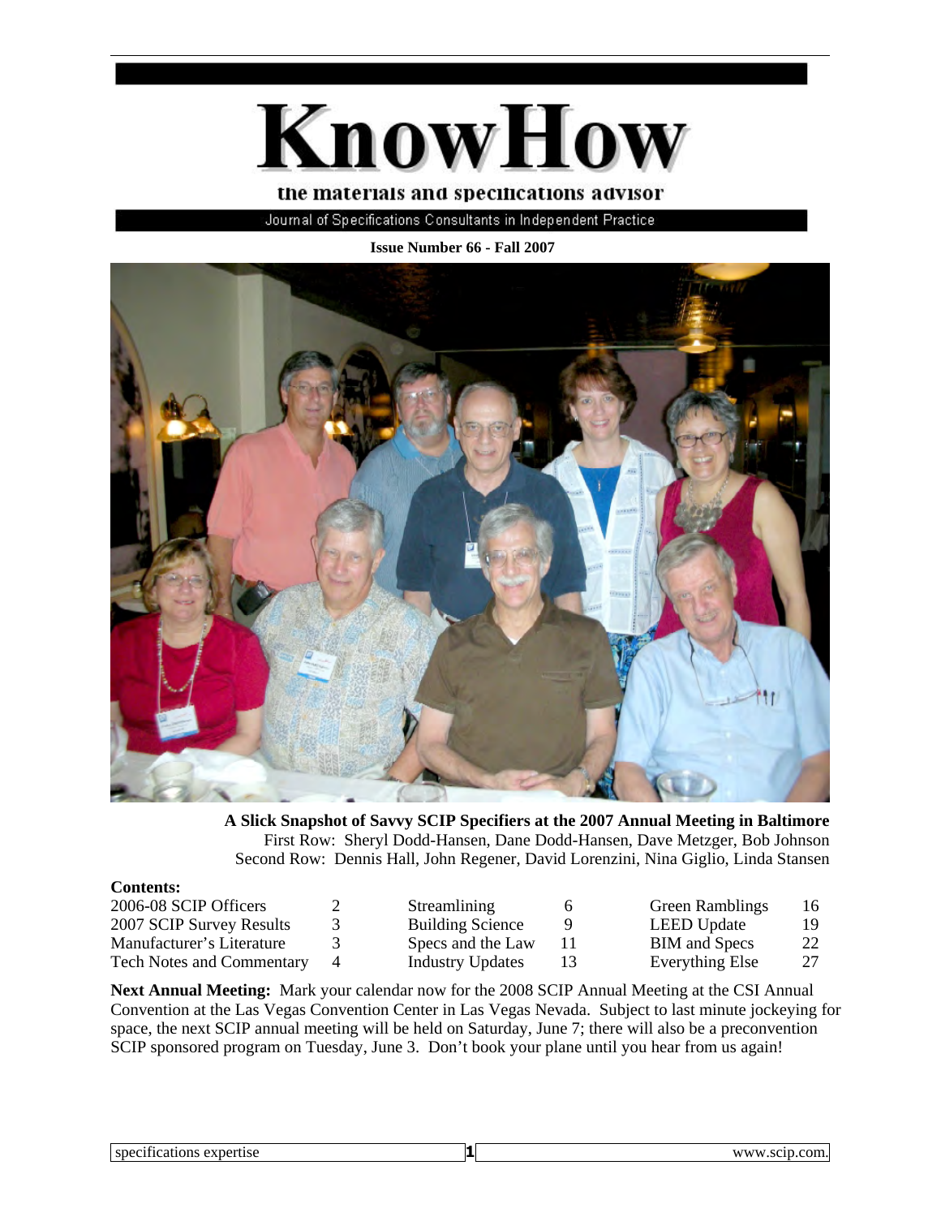# KnowHow

**the materials and specifications advisor**

Journal of Specifications Consultants in Independent Practice

**Issue Number 66 - Fall 2007**

**A Slick Snapshot of Savvy SCIP Specifiers at the 2007 Annual Meeting in Baltimore**
First Row: Sheryl Dodd-Hansen, Dane Dodd-Hansen, Dave Metzger, Bob Johnson
Second Row: Dennis Hall, John Regener, David Lorenzini, Nina Giglio, Linda Stansen

**Contents:**

| | | | | | |
|---|---|---|---|---|---|
| 2006-08 SCIP Officers | 2 | Streamlining | 6 | Green Ramblings | 16 |
| 2007 SCIP Survey Results | 3 | Building Science | 9 | LEED Update | 19 |
| Manufacturer's Literature | 3 | Specs and the Law | 11 | BIM and Specs | 22 |
| Tech Notes and Commentary | 4 | Industry Updates | 13 | Everything Else | 27 |

**Next Annual Meeting:** Mark your calendar now for the 2008 SCIP Annual Meeting at the CSI Annual Convention at the Las Vegas Convention Center in Las Vegas Nevada. Subject to last minute jockeying for space, the next SCIP annual meeting will be held on Saturday, June 7; there will also be a preconvention SCIP sponsored program on Tuesday, June 3. Don't book your plane until you hear from us again!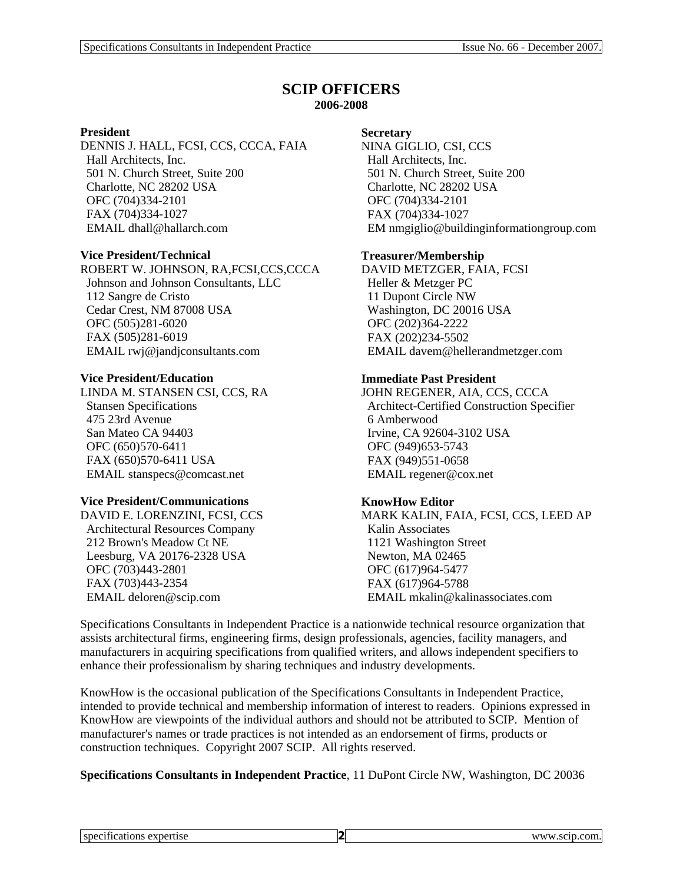# SCIP OFFICERS

**2006-2008**

**President**
DENNIS J. HALL, FCSI, CCS, CCCA, FAIA
Hall Architects, Inc.
501 N. Church Street, Suite 200
Charlotte, NC 28202 USA
OFC (704)334-2101
FAX (704)334-1027
EMAIL dhall@hallarch.com

**Vice President/Technical**
ROBERT W. JOHNSON, RA,FCSI,CCS,CCCA
Johnson and Johnson Consultants, LLC
112 Sangre de Cristo
Cedar Crest, NM 87008 USA
OFC (505)281-6020
FAX (505)281-6019
EMAIL rwj@jandjconsultants.com

**Vice President/Education**
LINDA M. STANSEN CSI, CCS, RA
Stansen Specifications
475 23rd Avenue
San Mateo CA 94403
OFC (650)570-6411
FAX (650)570-6411 USA
EMAIL stanspecs@comcast.net

**Vice President/Communications**
DAVID E. LORENZINI, FCSI, CCS
Architectural Resources Company
212 Brown's Meadow Ct NE
Leesburg, VA 20176-2328 USA
OFC (703)443-2801
FAX (703)443-2354
EMAIL deloren@scip.com

**Secretary**
NINA GIGLIO, CSI, CCS
Hall Architects, Inc.
501 N. Church Street, Suite 200
Charlotte, NC 28202 USA
OFC (704)334-2101
FAX (704)334-1027
EM nmgiglio@buildinginformationgroup.com

**Treasurer/Membership**
DAVID METZGER, FAIA, FCSI
Heller & Metzger PC
11 Dupont Circle NW
Washington, DC 20016 USA
OFC (202)364-2222
FAX (202)234-5502
EMAIL davem@hellerandmetzger.com

**Immediate Past President**
JOHN REGENER, AIA, CCS, CCCA
Architect-Certified Construction Specifier
6 Amberwood
Irvine, CA 92604-3102 USA
OFC (949)653-5743
FAX (949)551-0658
EMAIL regener@cox.net

**KnowHow Editor**
MARK KALIN, FAIA, FCSI, CCS, LEED AP
Kalin Associates
1121 Washington Street
Newton, MA 02465
OFC (617)964-5477
FAX (617)964-5788
EMAIL mkalin@kalinassociates.com

Specifications Consultants in Independent Practice is a nationwide technical resource organization that assists architectural firms, engineering firms, design professionals, agencies, facility managers, and manufacturers in acquiring specifications from qualified writers, and allows independent specifiers to enhance their professionalism by sharing techniques and industry developments.

KnowHow is the occasional publication of the Specifications Consultants in Independent Practice, intended to provide technical and membership information of interest to readers. Opinions expressed in KnowHow are viewpoints of the individual authors and should not be attributed to SCIP. Mention of manufacturer's names or trade practices is not intended as an endorsement of firms, products or construction techniques. Copyright 2007 SCIP. All rights reserved.

**Specifications Consultants in Independent Practice**, 11 DuPont Circle NW, Washington, DC 20036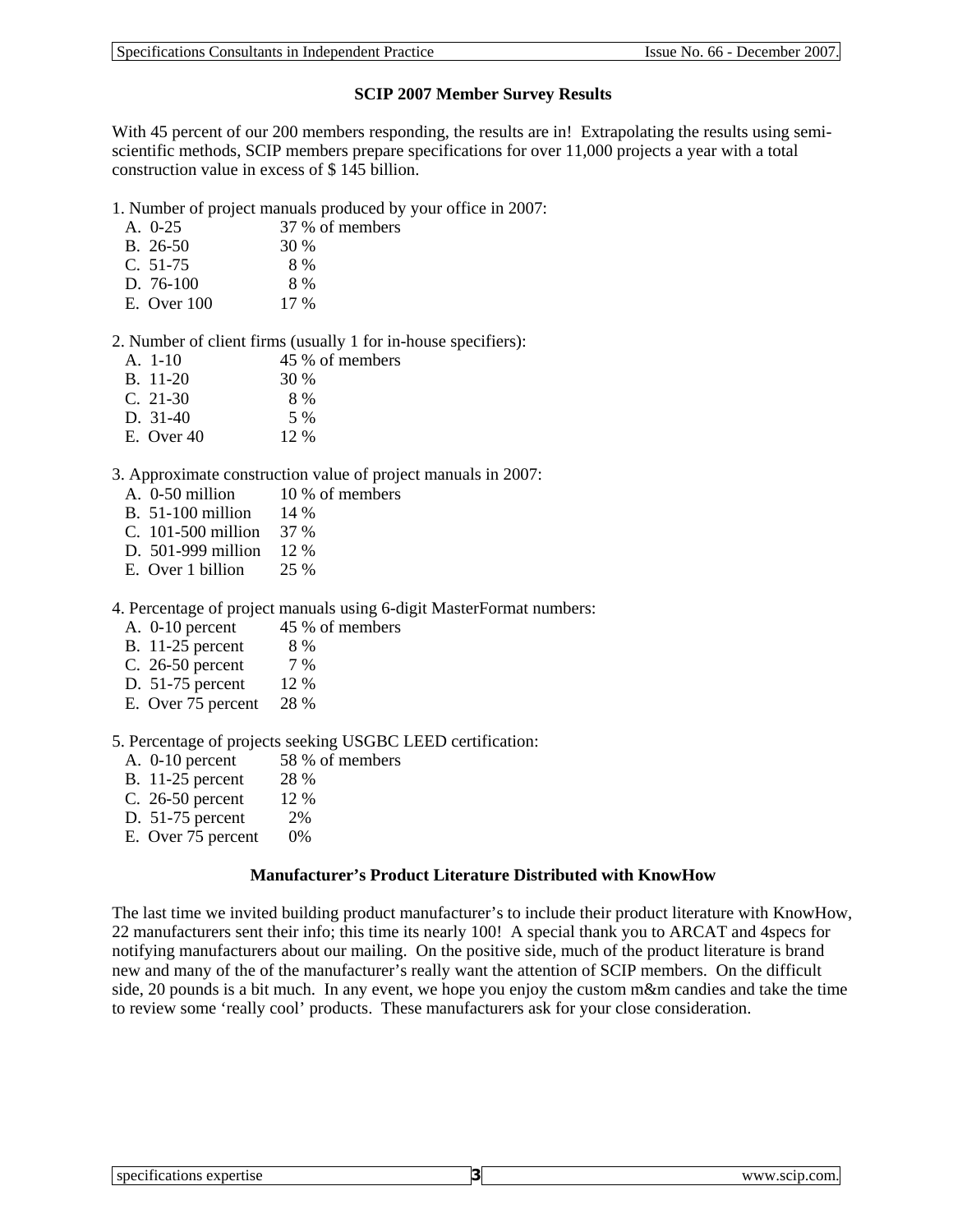## SCIP 2007 Member Survey Results

With 45 percent of our 200 members responding, the results are in! Extrapolating the results using semi-scientific methods, SCIP members prepare specifications for over 11,000 projects a year with a total construction value in excess of $ 145 billion.

1. Number of project manuals produced by your office in 2007:
   - A. 0-25 — 37 % of members
   - B. 26-50 — 30 %
   - C. 51-75 — 8 %
   - D. 76-100 — 8 %
   - E. Over 100 — 17 %

2. Number of client firms (usually 1 for in-house specifiers):
   - A. 1-10 — 45 % of members
   - B. 11-20 — 30 %
   - C. 21-30 — 8 %
   - D. 31-40 — 5 %
   - E. Over 40 — 12 %

3. Approximate construction value of project manuals in 2007:
   - A. 0-50 million — 10 % of members
   - B. 51-100 million — 14 %
   - C. 101-500 million — 37 %
   - D. 501-999 million — 12 %
   - E. Over 1 billion — 25 %

4. Percentage of project manuals using 6-digit MasterFormat numbers:
   - A. 0-10 percent — 45 % of members
   - B. 11-25 percent — 8 %
   - C. 26-50 percent — 7 %
   - D. 51-75 percent — 12 %
   - E. Over 75 percent — 28 %

5. Percentage of projects seeking USGBC LEED certification:
   - A. 0-10 percent — 58 % of members
   - B. 11-25 percent — 28 %
   - C. 26-50 percent — 12 %
   - D. 51-75 percent — 2%
   - E. Over 75 percent — 0%

## Manufacturer's Product Literature Distributed with KnowHow

The last time we invited building product manufacturer's to include their product literature with KnowHow, 22 manufacturers sent their info; this time its nearly 100! A special thank you to ARCAT and 4specs for notifying manufacturers about our mailing. On the positive side, much of the product literature is brand new and many of the of the manufacturer's really want the attention of SCIP members. On the difficult side, 20 pounds is a bit much. In any event, we hope you enjoy the custom m&m candies and take the time to review some 'really cool' products. These manufacturers ask for your close consideration.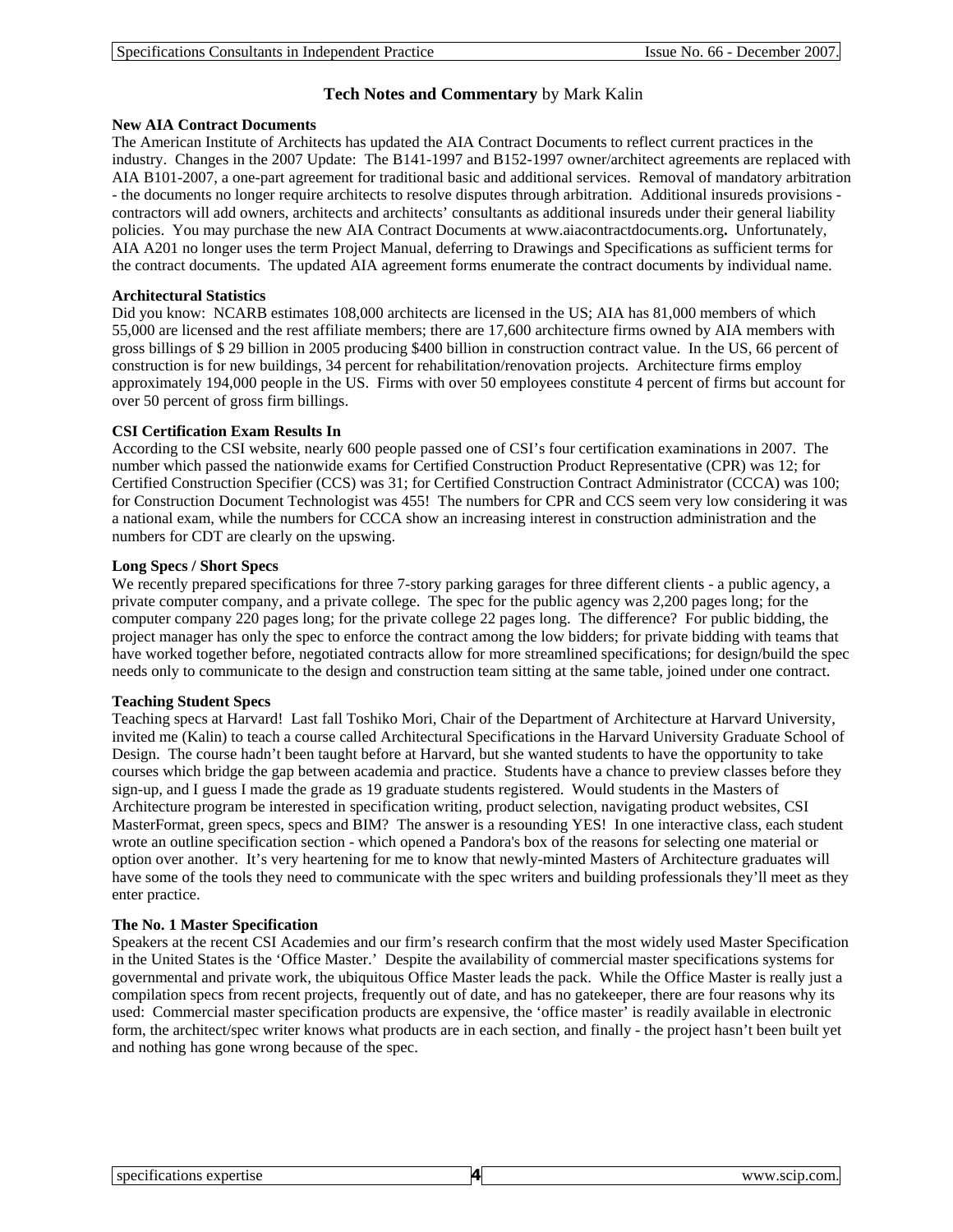## Tech Notes and Commentary by Mark Kalin

### New AIA Contract Documents

The American Institute of Architects has updated the AIA Contract Documents to reflect current practices in the industry. Changes in the 2007 Update: The B141-1997 and B152-1997 owner/architect agreements are replaced with AIA B101-2007, a one-part agreement for traditional basic and additional services. Removal of mandatory arbitration - the documents no longer require architects to resolve disputes through arbitration. Additional insureds provisions - contractors will add owners, architects and architects' consultants as additional insureds under their general liability policies. You may purchase the new AIA Contract Documents at www.aiacontractdocuments.org**.** Unfortunately, AIA A201 no longer uses the term Project Manual, deferring to Drawings and Specifications as sufficient terms for the contract documents. The updated AIA agreement forms enumerate the contract documents by individual name.

### Architectural Statistics

Did you know: NCARB estimates 108,000 architects are licensed in the US; AIA has 81,000 members of which 55,000 are licensed and the rest affiliate members; there are 17,600 architecture firms owned by AIA members with gross billings of $ 29 billion in 2005 producing $400 billion in construction contract value. In the US, 66 percent of construction is for new buildings, 34 percent for rehabilitation/renovation projects. Architecture firms employ approximately 194,000 people in the US. Firms with over 50 employees constitute 4 percent of firms but account for over 50 percent of gross firm billings.

### CSI Certification Exam Results In

According to the CSI website, nearly 600 people passed one of CSI's four certification examinations in 2007. The number which passed the nationwide exams for Certified Construction Product Representative (CPR) was 12; for Certified Construction Specifier (CCS) was 31; for Certified Construction Contract Administrator (CCCA) was 100; for Construction Document Technologist was 455! The numbers for CPR and CCS seem very low considering it was a national exam, while the numbers for CCCA show an increasing interest in construction administration and the numbers for CDT are clearly on the upswing.

### Long Specs / Short Specs

We recently prepared specifications for three 7-story parking garages for three different clients - a public agency, a private computer company, and a private college. The spec for the public agency was 2,200 pages long; for the computer company 220 pages long; for the private college 22 pages long. The difference? For public bidding, the project manager has only the spec to enforce the contract among the low bidders; for private bidding with teams that have worked together before, negotiated contracts allow for more streamlined specifications; for design/build the spec needs only to communicate to the design and construction team sitting at the same table, joined under one contract.

### Teaching Student Specs

Teaching specs at Harvard! Last fall Toshiko Mori, Chair of the Department of Architecture at Harvard University, invited me (Kalin) to teach a course called Architectural Specifications in the Harvard University Graduate School of Design. The course hadn't been taught before at Harvard, but she wanted students to have the opportunity to take courses which bridge the gap between academia and practice. Students have a chance to preview classes before they sign-up, and I guess I made the grade as 19 graduate students registered. Would students in the Masters of Architecture program be interested in specification writing, product selection, navigating product websites, CSI MasterFormat, green specs, specs and BIM? The answer is a resounding YES! In one interactive class, each student wrote an outline specification section - which opened a Pandora's box of the reasons for selecting one material or option over another. It's very heartening for me to know that newly-minted Masters of Architecture graduates will have some of the tools they need to communicate with the spec writers and building professionals they'll meet as they enter practice.

### The No. 1 Master Specification

Speakers at the recent CSI Academies and our firm's research confirm that the most widely used Master Specification in the United States is the 'Office Master.' Despite the availability of commercial master specifications systems for governmental and private work, the ubiquitous Office Master leads the pack. While the Office Master is really just a compilation specs from recent projects, frequently out of date, and has no gatekeeper, there are four reasons why its used: Commercial master specification products are expensive, the 'office master' is readily available in electronic form, the architect/spec writer knows what products are in each section, and finally - the project hasn't been built yet and nothing has gone wrong because of the spec.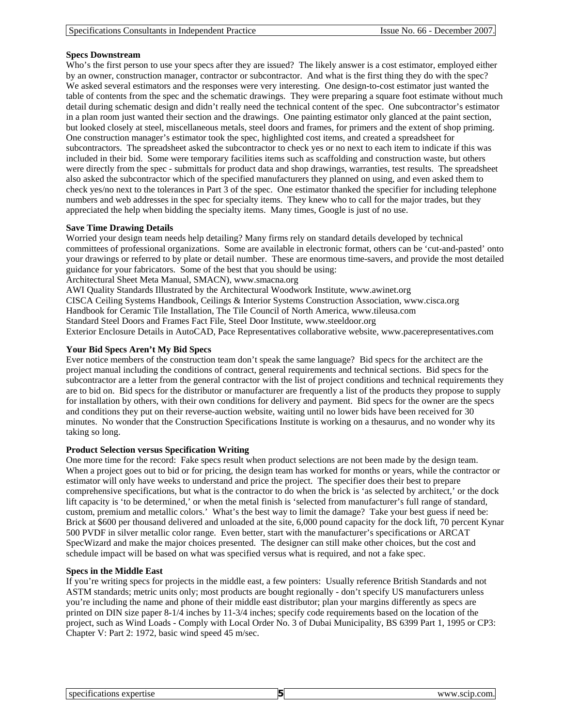**Specs Downstream**

Who's the first person to use your specs after they are issued? The likely answer is a cost estimator, employed either by an owner, construction manager, contractor or subcontractor. And what is the first thing they do with the spec? We asked several estimators and the responses were very interesting. One design-to-cost estimator just wanted the table of contents from the spec and the schematic drawings. They were preparing a square foot estimate without much detail during schematic design and didn't really need the technical content of the spec. One subcontractor's estimator in a plan room just wanted their section and the drawings. One painting estimator only glanced at the paint section, but looked closely at steel, miscellaneous metals, steel doors and frames, for primers and the extent of shop priming. One construction manager's estimator took the spec, highlighted cost items, and created a spreadsheet for subcontractors. The spreadsheet asked the subcontractor to check yes or no next to each item to indicate if this was included in their bid. Some were temporary facilities items such as scaffolding and construction waste, but others were directly from the spec - submittals for product data and shop drawings, warranties, test results. The spreadsheet also asked the subcontractor which of the specified manufacturers they planned on using, and even asked them to check yes/no next to the tolerances in Part 3 of the spec. One estimator thanked the specifier for including telephone numbers and web addresses in the spec for specialty items. They knew who to call for the major trades, but they appreciated the help when bidding the specialty items. Many times, Google is just of no use.

**Save Time Drawing Details**

Worried your design team needs help detailing? Many firms rely on standard details developed by technical committees of professional organizations. Some are available in electronic format, others can be 'cut-and-pasted' onto your drawings or referred to by plate or detail number. These are enormous time-savers, and provide the most detailed guidance for your fabricators. Some of the best that you should be using:
Architectural Sheet Meta Manual, SMACN), www.smacna.org
AWI Quality Standards Illustrated by the Architectural Woodwork Institute, www.awinet.org
CISCA Ceiling Systems Handbook, Ceilings & Interior Systems Construction Association, www.cisca.org
Handbook for Ceramic Tile Installation, The Tile Council of North America, www.tileusa.com
Standard Steel Doors and Frames Fact File, Steel Door Institute, www.steeldoor.org
Exterior Enclosure Details in AutoCAD, Pace Representatives collaborative website, www.pacerepresentatives.com

**Your Bid Specs Aren't My Bid Specs**

Ever notice members of the construction team don't speak the same language? Bid specs for the architect are the project manual including the conditions of contract, general requirements and technical sections. Bid specs for the subcontractor are a letter from the general contractor with the list of project conditions and technical requirements they are to bid on. Bid specs for the distributor or manufacturer are frequently a list of the products they propose to supply for installation by others, with their own conditions for delivery and payment. Bid specs for the owner are the specs and conditions they put on their reverse-auction website, waiting until no lower bids have been received for 30 minutes. No wonder that the Construction Specifications Institute is working on a thesaurus, and no wonder why its taking so long.

**Product Selection versus Specification Writing**

One more time for the record: Fake specs result when product selections are not been made by the design team. When a project goes out to bid or for pricing, the design team has worked for months or years, while the contractor or estimator will only have weeks to understand and price the project. The specifier does their best to prepare comprehensive specifications, but what is the contractor to do when the brick is 'as selected by architect,' or the dock lift capacity is 'to be determined,' or when the metal finish is 'selected from manufacturer's full range of standard, custom, premium and metallic colors.' What's the best way to limit the damage? Take your best guess if need be: Brick at $600 per thousand delivered and unloaded at the site, 6,000 pound capacity for the dock lift, 70 percent Kynar 500 PVDF in silver metallic color range. Even better, start with the manufacturer's specifications or ARCAT SpecWizard and make the major choices presented. The designer can still make other choices, but the cost and schedule impact will be based on what was specified versus what is required, and not a fake spec.

**Specs in the Middle East**

If you're writing specs for projects in the middle east, a few pointers: Usually reference British Standards and not ASTM standards; metric units only; most products are bought regionally - don't specify US manufacturers unless you're including the name and phone of their middle east distributor; plan your margins differently as specs are printed on DIN size paper 8-1/4 inches by 11-3/4 inches; specify code requirements based on the location of the project, such as Wind Loads - Comply with Local Order No. 3 of Dubai Municipality, BS 6399 Part 1, 1995 or CP3: Chapter V: Part 2: 1972, basic wind speed 45 m/sec.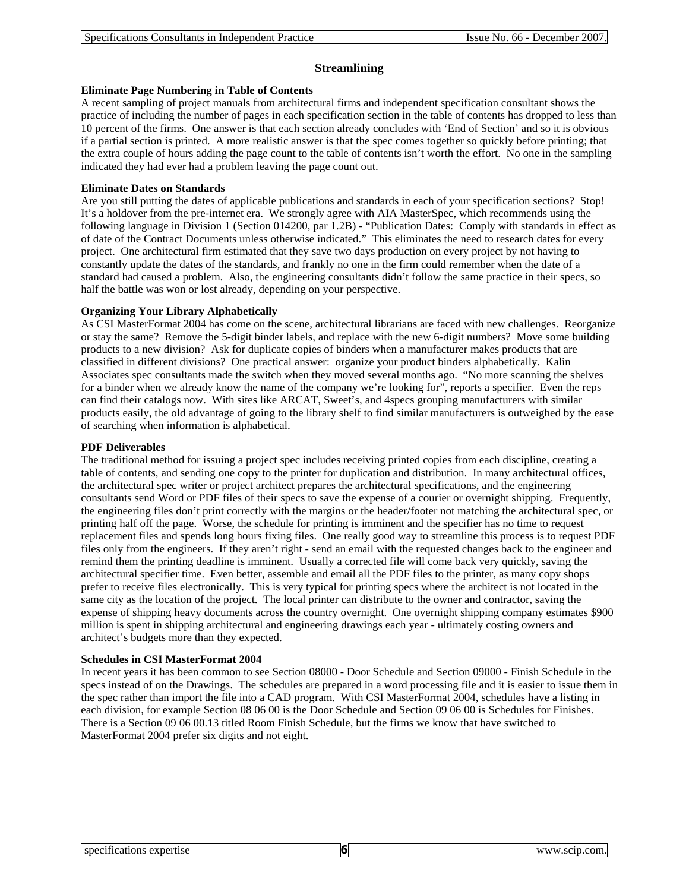## Streamlining

### Eliminate Page Numbering in Table of Contents

A recent sampling of project manuals from architectural firms and independent specification consultant shows the practice of including the number of pages in each specification section in the table of contents has dropped to less than 10 percent of the firms. One answer is that each section already concludes with 'End of Section' and so it is obvious if a partial section is printed. A more realistic answer is that the spec comes together so quickly before printing; that the extra couple of hours adding the page count to the table of contents isn't worth the effort. No one in the sampling indicated they had ever had a problem leaving the page count out.

### Eliminate Dates on Standards

Are you still putting the dates of applicable publications and standards in each of your specification sections? Stop! It's a holdover from the pre-internet era. We strongly agree with AIA MasterSpec, which recommends using the following language in Division 1 (Section 014200, par 1.2B) - "Publication Dates: Comply with standards in effect as of date of the Contract Documents unless otherwise indicated." This eliminates the need to research dates for every project. One architectural firm estimated that they save two days production on every project by not having to constantly update the dates of the standards, and frankly no one in the firm could remember when the date of a standard had caused a problem. Also, the engineering consultants didn't follow the same practice in their specs, so half the battle was won or lost already, depending on your perspective.

### Organizing Your Library Alphabetically

As CSI MasterFormat 2004 has come on the scene, architectural librarians are faced with new challenges. Reorganize or stay the same? Remove the 5-digit binder labels, and replace with the new 6-digit numbers? Move some building products to a new division? Ask for duplicate copies of binders when a manufacturer makes products that are classified in different divisions? One practical answer: organize your product binders alphabetically. Kalin Associates spec consultants made the switch when they moved several months ago. "No more scanning the shelves for a binder when we already know the name of the company we're looking for", reports a specifier. Even the reps can find their catalogs now. With sites like ARCAT, Sweet's, and 4specs grouping manufacturers with similar products easily, the old advantage of going to the library shelf to find similar manufacturers is outweighed by the ease of searching when information is alphabetical.

### PDF Deliverables

The traditional method for issuing a project spec includes receiving printed copies from each discipline, creating a table of contents, and sending one copy to the printer for duplication and distribution. In many architectural offices, the architectural spec writer or project architect prepares the architectural specifications, and the engineering consultants send Word or PDF files of their specs to save the expense of a courier or overnight shipping. Frequently, the engineering files don't print correctly with the margins or the header/footer not matching the architectural spec, or printing half off the page. Worse, the schedule for printing is imminent and the specifier has no time to request replacement files and spends long hours fixing files. One really good way to streamline this process is to request PDF files only from the engineers. If they aren't right - send an email with the requested changes back to the engineer and remind them the printing deadline is imminent. Usually a corrected file will come back very quickly, saving the architectural specifier time. Even better, assemble and email all the PDF files to the printer, as many copy shops prefer to receive files electronically. This is very typical for printing specs where the architect is not located in the same city as the location of the project. The local printer can distribute to the owner and contractor, saving the expense of shipping heavy documents across the country overnight. One overnight shipping company estimates $900 million is spent in shipping architectural and engineering drawings each year - ultimately costing owners and architect's budgets more than they expected.

### Schedules in CSI MasterFormat 2004

In recent years it has been common to see Section 08000 - Door Schedule and Section 09000 - Finish Schedule in the specs instead of on the Drawings. The schedules are prepared in a word processing file and it is easier to issue them in the spec rather than import the file into a CAD program. With CSI MasterFormat 2004, schedules have a listing in each division, for example Section 08 06 00 is the Door Schedule and Section 09 06 00 is Schedules for Finishes. There is a Section 09 06 00.13 titled Room Finish Schedule, but the firms we know that have switched to MasterFormat 2004 prefer six digits and not eight.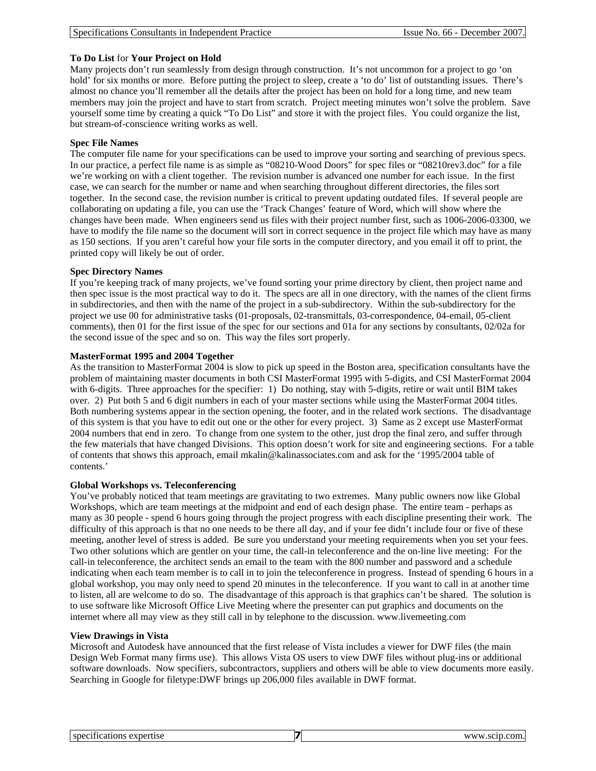**To Do List** for **Your Project on Hold**

Many projects don't run seamlessly from design through construction. It's not uncommon for a project to go 'on hold' for six months or more. Before putting the project to sleep, create a 'to do' list of outstanding issues. There's almost no chance you'll remember all the details after the project has been on hold for a long time, and new team members may join the project and have to start from scratch. Project meeting minutes won't solve the problem. Save yourself some time by creating a quick "To Do List" and store it with the project files. You could organize the list, but stream-of-conscience writing works as well.

**Spec File Names**

The computer file name for your specifications can be used to improve your sorting and searching of previous specs. In our practice, a perfect file name is as simple as "08210-Wood Doors" for spec files or "08210rev3.doc" for a file we're working on with a client together. The revision number is advanced one number for each issue. In the first case, we can search for the number or name and when searching throughout different directories, the files sort together. In the second case, the revision number is critical to prevent updating outdated files. If several people are collaborating on updating a file, you can use the 'Track Changes' feature of Word, which will show where the changes have been made. When engineers send us files with their project number first, such as 1006-2006-03300, we have to modify the file name so the document will sort in correct sequence in the project file which may have as many as 150 sections. If you aren't careful how your file sorts in the computer directory, and you email it off to print, the printed copy will likely be out of order.

**Spec Directory Names**

If you're keeping track of many projects, we've found sorting your prime directory by client, then project name and then spec issue is the most practical way to do it. The specs are all in one directory, with the names of the client firms in subdirectories, and then with the name of the project in a sub-subdirectory. Within the sub-subdirectory for the project we use 00 for administrative tasks (01-proposals, 02-transmittals, 03-correspondence, 04-email, 05-client comments), then 01 for the first issue of the spec for our sections and 01a for any sections by consultants, 02/02a for the second issue of the spec and so on. This way the files sort properly.

**MasterFormat 1995 and 2004 Together**

As the transition to MasterFormat 2004 is slow to pick up speed in the Boston area, specification consultants have the problem of maintaining master documents in both CSI MasterFormat 1995 with 5-digits, and CSI MasterFormat 2004 with 6-digits. Three approaches for the specifier: 1) Do nothing, stay with 5-digits, retire or wait until BIM takes over. 2) Put both 5 and 6 digit numbers in each of your master sections while using the MasterFormat 2004 titles. Both numbering systems appear in the section opening, the footer, and in the related work sections. The disadvantage of this system is that you have to edit out one or the other for every project. 3) Same as 2 except use MasterFormat 2004 numbers that end in zero. To change from one system to the other, just drop the final zero, and suffer through the few materials that have changed Divisions. This option doesn't work for site and engineering sections. For a table of contents that shows this approach, email mkalin@kalinassociates.com and ask for the '1995/2004 table of contents.'

**Global Workshops vs. Teleconferencing**

You've probably noticed that team meetings are gravitating to two extremes. Many public owners now like Global Workshops, which are team meetings at the midpoint and end of each design phase. The entire team - perhaps as many as 30 people - spend 6 hours going through the project progress with each discipline presenting their work. The difficulty of this approach is that no one needs to be there all day, and if your fee didn't include four or five of these meeting, another level of stress is added. Be sure you understand your meeting requirements when you set your fees. Two other solutions which are gentler on your time, the call-in teleconference and the on-line live meeting: For the call-in teleconference, the architect sends an email to the team with the 800 number and password and a schedule indicating when each team member is to call in to join the teleconference in progress. Instead of spending 6 hours in a global workshop, you may only need to spend 20 minutes in the teleconference. If you want to call in at another time to listen, all are welcome to do so. The disadvantage of this approach is that graphics can't be shared. The solution is to use software like Microsoft Office Live Meeting where the presenter can put graphics and documents on the internet where all may view as they still call in by telephone to the discussion. www.livemeeting.com

**View Drawings in Vista**

Microsoft and Autodesk have announced that the first release of Vista includes a viewer for DWF files (the main Design Web Format many firms use). This allows Vista OS users to view DWF files without plug-ins or additional software downloads. Now specifiers, subcontractors, suppliers and others will be able to view documents more easily. Searching in Google for filetype:DWF brings up 206,000 files available in DWF format.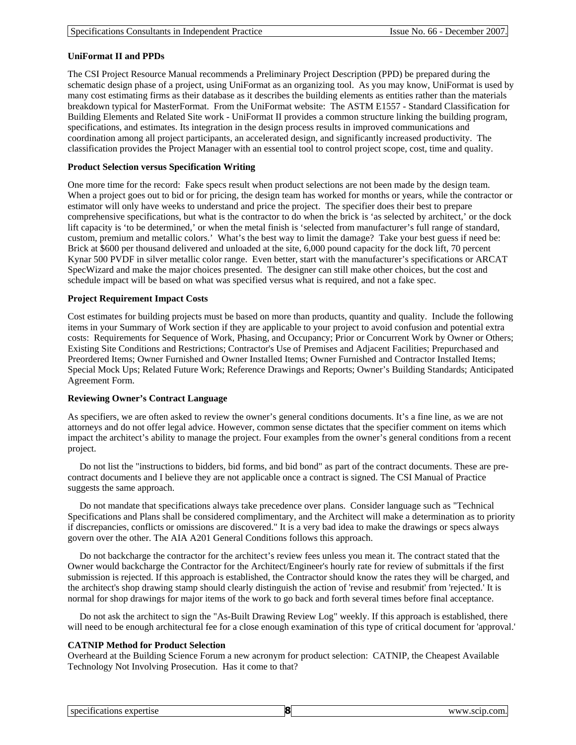**UniFormat II and PPDs**

The CSI Project Resource Manual recommends a Preliminary Project Description (PPD) be prepared during the schematic design phase of a project, using UniFormat as an organizing tool. As you may know, UniFormat is used by many cost estimating firms as their database as it describes the building elements as entities rather than the materials breakdown typical for MasterFormat. From the UniFormat website: The ASTM E1557 - Standard Classification for Building Elements and Related Site work - UniFormat II provides a common structure linking the building program, specifications, and estimates. Its integration in the design process results in improved communications and coordination among all project participants, an accelerated design, and significantly increased productivity. The classification provides the Project Manager with an essential tool to control project scope, cost, time and quality.

**Product Selection versus Specification Writing**

One more time for the record: Fake specs result when product selections are not been made by the design team. When a project goes out to bid or for pricing, the design team has worked for months or years, while the contractor or estimator will only have weeks to understand and price the project. The specifier does their best to prepare comprehensive specifications, but what is the contractor to do when the brick is 'as selected by architect,' or the dock lift capacity is 'to be determined,' or when the metal finish is 'selected from manufacturer's full range of standard, custom, premium and metallic colors.' What's the best way to limit the damage? Take your best guess if need be: Brick at $600 per thousand delivered and unloaded at the site, 6,000 pound capacity for the dock lift, 70 percent Kynar 500 PVDF in silver metallic color range. Even better, start with the manufacturer's specifications or ARCAT SpecWizard and make the major choices presented. The designer can still make other choices, but the cost and schedule impact will be based on what was specified versus what is required, and not a fake spec.

**Project Requirement Impact Costs**

Cost estimates for building projects must be based on more than products, quantity and quality. Include the following items in your Summary of Work section if they are applicable to your project to avoid confusion and potential extra costs: Requirements for Sequence of Work, Phasing, and Occupancy; Prior or Concurrent Work by Owner or Others; Existing Site Conditions and Restrictions; Contractor's Use of Premises and Adjacent Facilities; Prepurchased and Preordered Items; Owner Furnished and Owner Installed Items; Owner Furnished and Contractor Installed Items; Special Mock Ups; Related Future Work; Reference Drawings and Reports; Owner's Building Standards; Anticipated Agreement Form.

**Reviewing Owner's Contract Language**

As specifiers, we are often asked to review the owner's general conditions documents. It's a fine line, as we are not attorneys and do not offer legal advice. However, common sense dictates that the specifier comment on items which impact the architect's ability to manage the project. Four examples from the owner's general conditions from a recent project.

Do not list the "instructions to bidders, bid forms, and bid bond" as part of the contract documents. These are pre-contract documents and I believe they are not applicable once a contract is signed. The CSI Manual of Practice suggests the same approach.

Do not mandate that specifications always take precedence over plans. Consider language such as "Technical Specifications and Plans shall be considered complimentary, and the Architect will make a determination as to priority if discrepancies, conflicts or omissions are discovered." It is a very bad idea to make the drawings or specs always govern over the other. The AIA A201 General Conditions follows this approach.

Do not backcharge the contractor for the architect's review fees unless you mean it. The contract stated that the Owner would backcharge the Contractor for the Architect/Engineer's hourly rate for review of submittals if the first submission is rejected. If this approach is established, the Contractor should know the rates they will be charged, and the architect's shop drawing stamp should clearly distinguish the action of 'revise and resubmit' from 'rejected.' It is normal for shop drawings for major items of the work to go back and forth several times before final acceptance.

Do not ask the architect to sign the "As-Built Drawing Review Log" weekly. If this approach is established, there will need to be enough architectural fee for a close enough examination of this type of critical document for 'approval.'

**CATNIP Method for Product Selection**

Overheard at the Building Science Forum a new acronym for product selection: CATNIP, the Cheapest Available Technology Not Involving Prosecution. Has it come to that?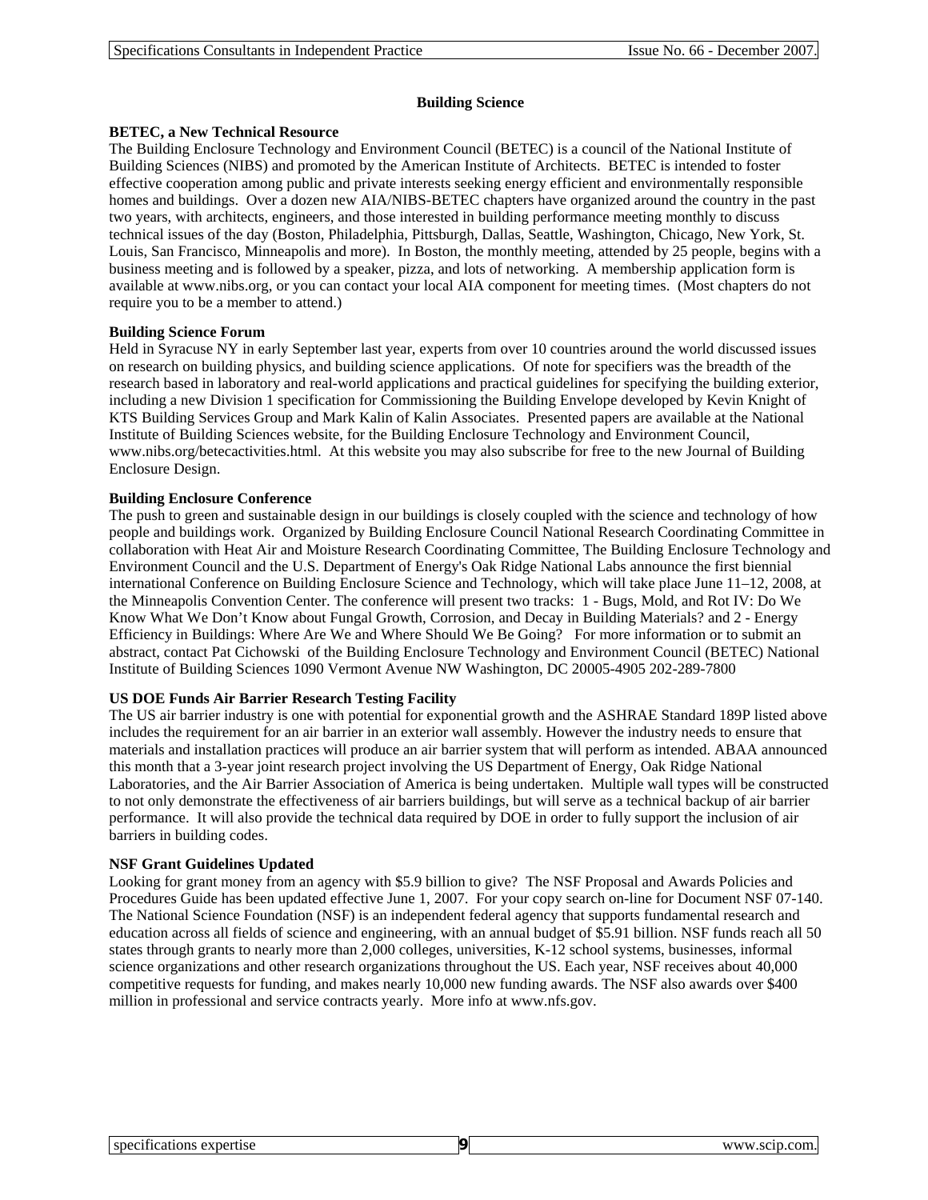## Building Science

### BETEC, a New Technical Resource

The Building Enclosure Technology and Environment Council (BETEC) is a council of the National Institute of Building Sciences (NIBS) and promoted by the American Institute of Architects. BETEC is intended to foster effective cooperation among public and private interests seeking energy efficient and environmentally responsible homes and buildings. Over a dozen new AIA/NIBS-BETEC chapters have organized around the country in the past two years, with architects, engineers, and those interested in building performance meeting monthly to discuss technical issues of the day (Boston, Philadelphia, Pittsburgh, Dallas, Seattle, Washington, Chicago, New York, St. Louis, San Francisco, Minneapolis and more). In Boston, the monthly meeting, attended by 25 people, begins with a business meeting and is followed by a speaker, pizza, and lots of networking. A membership application form is available at www.nibs.org, or you can contact your local AIA component for meeting times. (Most chapters do not require you to be a member to attend.)

### Building Science Forum

Held in Syracuse NY in early September last year, experts from over 10 countries around the world discussed issues on research on building physics, and building science applications. Of note for specifiers was the breadth of the research based in laboratory and real-world applications and practical guidelines for specifying the building exterior, including a new Division 1 specification for Commissioning the Building Envelope developed by Kevin Knight of KTS Building Services Group and Mark Kalin of Kalin Associates. Presented papers are available at the National Institute of Building Sciences website, for the Building Enclosure Technology and Environment Council, www.nibs.org/betecactivities.html. At this website you may also subscribe for free to the new Journal of Building Enclosure Design.

### Building Enclosure Conference

The push to green and sustainable design in our buildings is closely coupled with the science and technology of how people and buildings work. Organized by Building Enclosure Council National Research Coordinating Committee in collaboration with Heat Air and Moisture Research Coordinating Committee, The Building Enclosure Technology and Environment Council and the U.S. Department of Energy's Oak Ridge National Labs announce the first biennial international Conference on Building Enclosure Science and Technology, which will take place June 11–12, 2008, at the Minneapolis Convention Center. The conference will present two tracks: 1 - Bugs, Mold, and Rot IV: Do We Know What We Don't Know about Fungal Growth, Corrosion, and Decay in Building Materials? and 2 - Energy Efficiency in Buildings: Where Are We and Where Should We Be Going? For more information or to submit an abstract, contact Pat Cichowski of the Building Enclosure Technology and Environment Council (BETEC) National Institute of Building Sciences 1090 Vermont Avenue NW Washington, DC 20005-4905 202-289-7800

### US DOE Funds Air Barrier Research Testing Facility

The US air barrier industry is one with potential for exponential growth and the ASHRAE Standard 189P listed above includes the requirement for an air barrier in an exterior wall assembly. However the industry needs to ensure that materials and installation practices will produce an air barrier system that will perform as intended. ABAA announced this month that a 3-year joint research project involving the US Department of Energy, Oak Ridge National Laboratories, and the Air Barrier Association of America is being undertaken. Multiple wall types will be constructed to not only demonstrate the effectiveness of air barriers buildings, but will serve as a technical backup of air barrier performance. It will also provide the technical data required by DOE in order to fully support the inclusion of air barriers in building codes.

### NSF Grant Guidelines Updated

Looking for grant money from an agency with $5.9 billion to give? The NSF Proposal and Awards Policies and Procedures Guide has been updated effective June 1, 2007. For your copy search on-line for Document NSF 07-140. The National Science Foundation (NSF) is an independent federal agency that supports fundamental research and education across all fields of science and engineering, with an annual budget of $5.91 billion. NSF funds reach all 50 states through grants to nearly more than 2,000 colleges, universities, K-12 school systems, businesses, informal science organizations and other research organizations throughout the US. Each year, NSF receives about 40,000 competitive requests for funding, and makes nearly 10,000 new funding awards. The NSF also awards over $400 million in professional and service contracts yearly. More info at www.nfs.gov.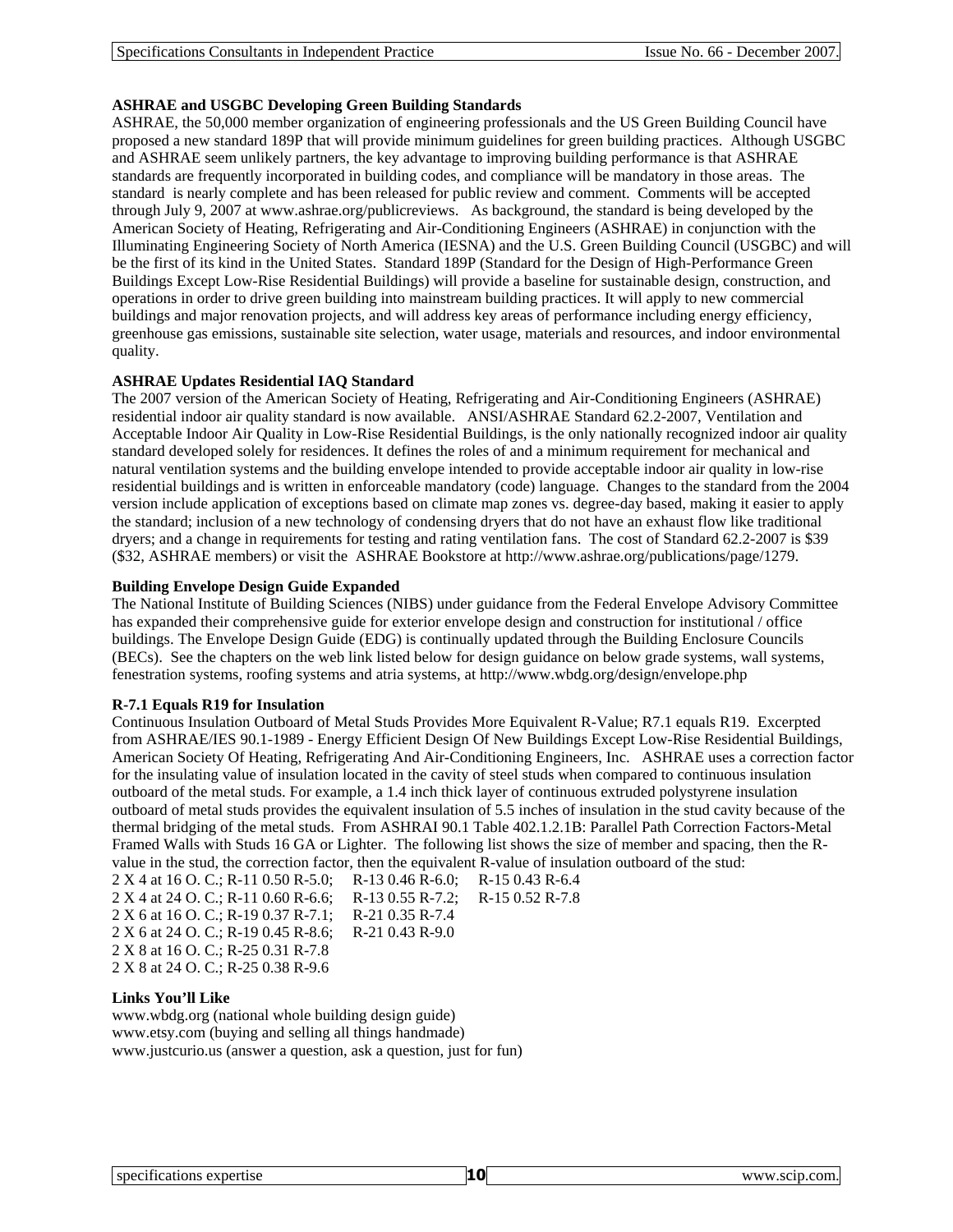**ASHRAE and USGBC Developing Green Building Standards**

ASHRAE, the 50,000 member organization of engineering professionals and the US Green Building Council have proposed a new standard 189P that will provide minimum guidelines for green building practices. Although USGBC and ASHRAE seem unlikely partners, the key advantage to improving building performance is that ASHRAE standards are frequently incorporated in building codes, and compliance will be mandatory in those areas. The standard is nearly complete and has been released for public review and comment. Comments will be accepted through July 9, 2007 at www.ashrae.org/publicreviews. As background, the standard is being developed by the American Society of Heating, Refrigerating and Air-Conditioning Engineers (ASHRAE) in conjunction with the Illuminating Engineering Society of North America (IESNA) and the U.S. Green Building Council (USGBC) and will be the first of its kind in the United States. Standard 189P (Standard for the Design of High-Performance Green Buildings Except Low-Rise Residential Buildings) will provide a baseline for sustainable design, construction, and operations in order to drive green building into mainstream building practices. It will apply to new commercial buildings and major renovation projects, and will address key areas of performance including energy efficiency, greenhouse gas emissions, sustainable site selection, water usage, materials and resources, and indoor environmental quality.

**ASHRAE Updates Residential IAQ Standard**

The 2007 version of the American Society of Heating, Refrigerating and Air-Conditioning Engineers (ASHRAE) residential indoor air quality standard is now available. ANSI/ASHRAE Standard 62.2-2007, Ventilation and Acceptable Indoor Air Quality in Low-Rise Residential Buildings, is the only nationally recognized indoor air quality standard developed solely for residences. It defines the roles of and a minimum requirement for mechanical and natural ventilation systems and the building envelope intended to provide acceptable indoor air quality in low-rise residential buildings and is written in enforceable mandatory (code) language. Changes to the standard from the 2004 version include application of exceptions based on climate map zones vs. degree-day based, making it easier to apply the standard; inclusion of a new technology of condensing dryers that do not have an exhaust flow like traditional dryers; and a change in requirements for testing and rating ventilation fans. The cost of Standard 62.2-2007 is $39 ($32, ASHRAE members) or visit the ASHRAE Bookstore at http://www.ashrae.org/publications/page/1279.

**Building Envelope Design Guide Expanded**

The National Institute of Building Sciences (NIBS) under guidance from the Federal Envelope Advisory Committee has expanded their comprehensive guide for exterior envelope design and construction for institutional / office buildings. The Envelope Design Guide (EDG) is continually updated through the Building Enclosure Councils (BECs). See the chapters on the web link listed below for design guidance on below grade systems, wall systems, fenestration systems, roofing systems and atria systems, at http://www.wbdg.org/design/envelope.php

**R-7.1 Equals R19 for Insulation**

Continuous Insulation Outboard of Metal Studs Provides More Equivalent R-Value; R7.1 equals R19. Excerpted from ASHRAE/IES 90.1-1989 - Energy Efficient Design Of New Buildings Except Low-Rise Residential Buildings, American Society Of Heating, Refrigerating And Air-Conditioning Engineers, Inc. ASHRAE uses a correction factor for the insulating value of insulation located in the cavity of steel studs when compared to continuous insulation outboard of the metal studs. For example, a 1.4 inch thick layer of continuous extruded polystyrene insulation outboard of metal studs provides the equivalent insulation of 5.5 inches of insulation in the stud cavity because of the thermal bridging of the metal studs. From ASHRAI 90.1 Table 402.1.2.1B: Parallel Path Correction Factors-Metal Framed Walls with Studs 16 GA or Lighter. The following list shows the size of member and spacing, then the R-value in the stud, the correction factor, then the equivalent R-value of insulation outboard of the stud:

2 X 4 at 16 O. C.; R-11 0.50 R-5.0; R-13 0.46 R-6.0; R-15 0.43 R-6.4
2 X 4 at 24 O. C.; R-11 0.60 R-6.6; R-13 0.55 R-7.2; R-15 0.52 R-7.8
2 X 6 at 16 O. C.; R-19 0.37 R-7.1; R-21 0.35 R-7.4
2 X 6 at 24 O. C.; R-19 0.45 R-8.6; R-21 0.43 R-9.0
2 X 8 at 16 O. C.; R-25 0.31 R-7.8
2 X 8 at 24 O. C.; R-25 0.38 R-9.6

**Links You'll Like**

www.wbdg.org (national whole building design guide)
www.etsy.com (buying and selling all things handmade)
www.justcurio.us (answer a question, ask a question, just for fun)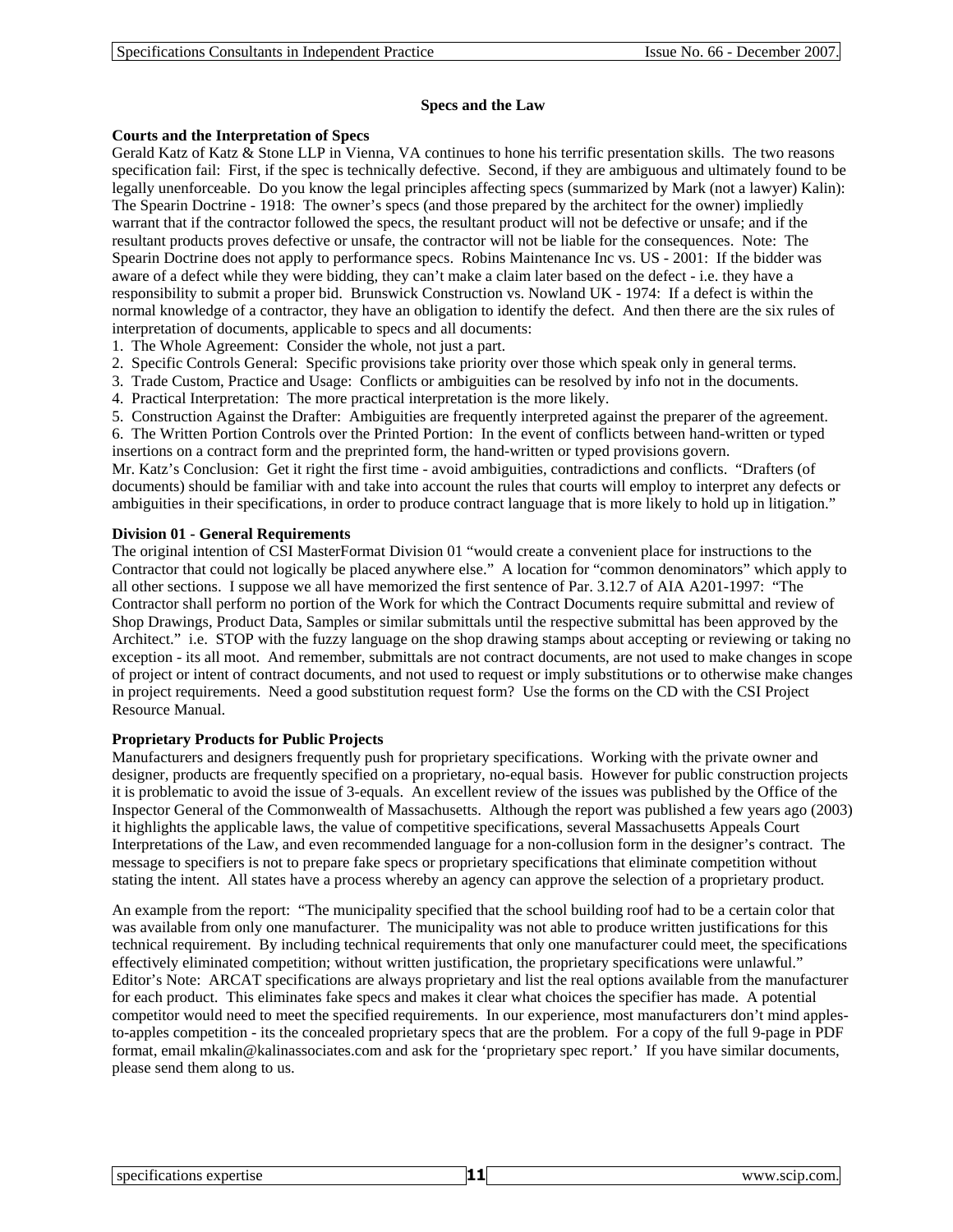## Specs and the Law

### Courts and the Interpretation of Specs

Gerald Katz of Katz & Stone LLP in Vienna, VA continues to hone his terrific presentation skills. The two reasons specification fail: First, if the spec is technically defective. Second, if they are ambiguous and ultimately found to be legally unenforceable. Do you know the legal principles affecting specs (summarized by Mark (not a lawyer) Kalin): The Spearin Doctrine - 1918: The owner's specs (and those prepared by the architect for the owner) impliedly warrant that if the contractor followed the specs, the resultant product will not be defective or unsafe; and if the resultant products proves defective or unsafe, the contractor will not be liable for the consequences. Note: The Spearin Doctrine does not apply to performance specs. Robins Maintenance Inc vs. US - 2001: If the bidder was aware of a defect while they were bidding, they can't make a claim later based on the defect - i.e. they have a responsibility to submit a proper bid. Brunswick Construction vs. Nowland UK - 1974: If a defect is within the normal knowledge of a contractor, they have an obligation to identify the defect. And then there are the six rules of interpretation of documents, applicable to specs and all documents:

1. The Whole Agreement: Consider the whole, not just a part.
2. Specific Controls General: Specific provisions take priority over those which speak only in general terms.
3. Trade Custom, Practice and Usage: Conflicts or ambiguities can be resolved by info not in the documents.
4. Practical Interpretation: The more practical interpretation is the more likely.
5. Construction Against the Drafter: Ambiguities are frequently interpreted against the preparer of the agreement.
6. The Written Portion Controls over the Printed Portion: In the event of conflicts between hand-written or typed insertions on a contract form and the preprinted form, the hand-written or typed provisions govern.

Mr. Katz's Conclusion: Get it right the first time - avoid ambiguities, contradictions and conflicts. "Drafters (of documents) should be familiar with and take into account the rules that courts will employ to interpret any defects or ambiguities in their specifications, in order to produce contract language that is more likely to hold up in litigation."

### Division 01 - General Requirements

The original intention of CSI MasterFormat Division 01 "would create a convenient place for instructions to the Contractor that could not logically be placed anywhere else." A location for "common denominators" which apply to all other sections. I suppose we all have memorized the first sentence of Par. 3.12.7 of AIA A201-1997: "The Contractor shall perform no portion of the Work for which the Contract Documents require submittal and review of Shop Drawings, Product Data, Samples or similar submittals until the respective submittal has been approved by the Architect." i.e. STOP with the fuzzy language on the shop drawing stamps about accepting or reviewing or taking no exception - its all moot. And remember, submittals are not contract documents, are not used to make changes in scope of project or intent of contract documents, and not used to request or imply substitutions or to otherwise make changes in project requirements. Need a good substitution request form? Use the forms on the CD with the CSI Project Resource Manual.

### Proprietary Products for Public Projects

Manufacturers and designers frequently push for proprietary specifications. Working with the private owner and designer, products are frequently specified on a proprietary, no-equal basis. However for public construction projects it is problematic to avoid the issue of 3-equals. An excellent review of the issues was published by the Office of the Inspector General of the Commonwealth of Massachusetts. Although the report was published a few years ago (2003) it highlights the applicable laws, the value of competitive specifications, several Massachusetts Appeals Court Interpretations of the Law, and even recommended language for a non-collusion form in the designer's contract. The message to specifiers is not to prepare fake specs or proprietary specifications that eliminate competition without stating the intent. All states have a process whereby an agency can approve the selection of a proprietary product.

An example from the report: "The municipality specified that the school building roof had to be a certain color that was available from only one manufacturer. The municipality was not able to produce written justifications for this technical requirement. By including technical requirements that only one manufacturer could meet, the specifications effectively eliminated competition; without written justification, the proprietary specifications were unlawful." Editor's Note: ARCAT specifications are always proprietary and list the real options available from the manufacturer for each product. This eliminates fake specs and makes it clear what choices the specifier has made. A potential competitor would need to meet the specified requirements. In our experience, most manufacturers don't mind apples-to-apples competition - its the concealed proprietary specs that are the problem. For a copy of the full 9-page in PDF format, email mkalin@kalinassociates.com and ask for the 'proprietary spec report.' If you have similar documents, please send them along to us.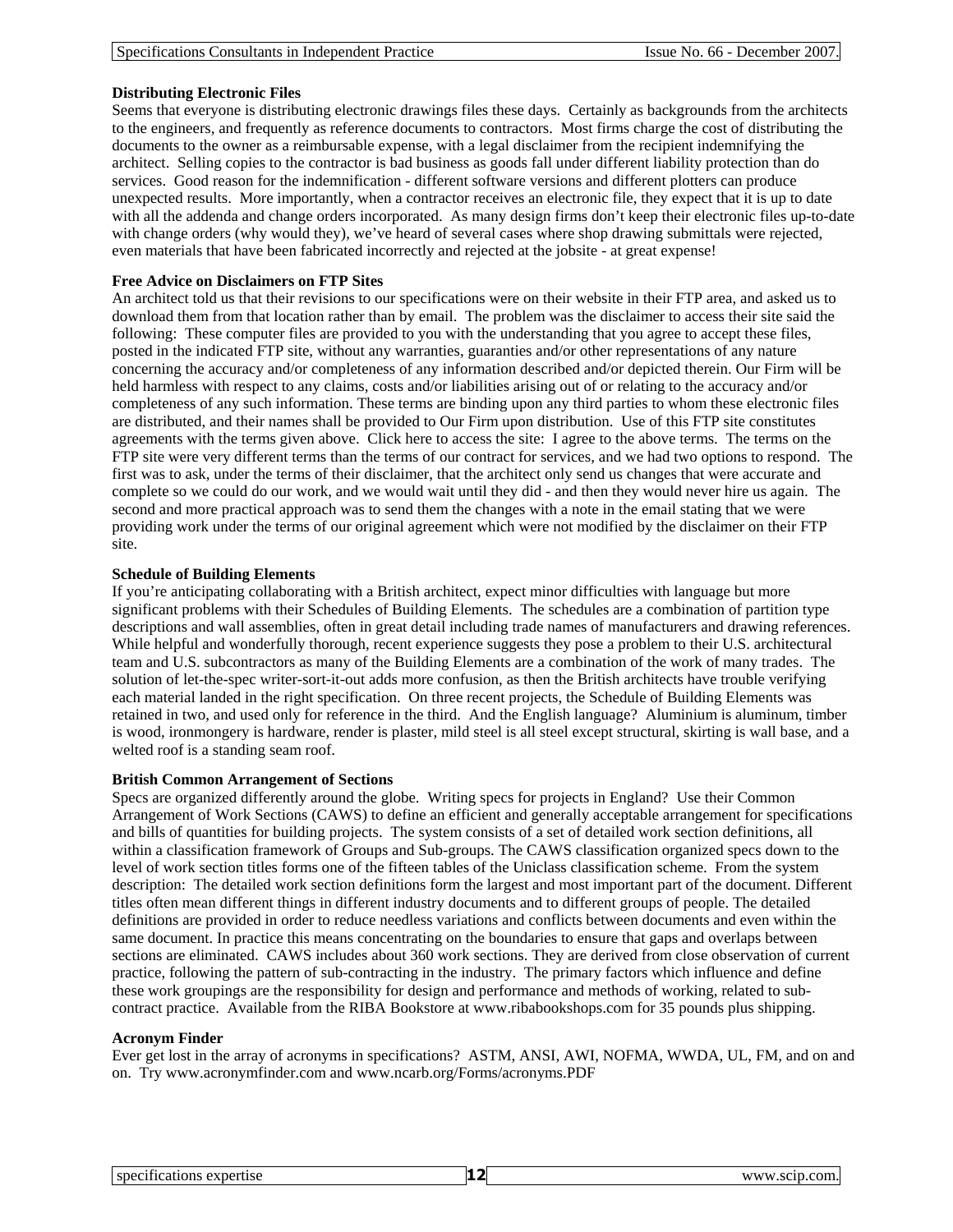### Distributing Electronic Files

Seems that everyone is distributing electronic drawings files these days. Certainly as backgrounds from the architects to the engineers, and frequently as reference documents to contractors. Most firms charge the cost of distributing the documents to the owner as a reimbursable expense, with a legal disclaimer from the recipient indemnifying the architect. Selling copies to the contractor is bad business as goods fall under different liability protection than do services. Good reason for the indemnification - different software versions and different plotters can produce unexpected results. More importantly, when a contractor receives an electronic file, they expect that it is up to date with all the addenda and change orders incorporated. As many design firms don't keep their electronic files up-to-date with change orders (why would they), we've heard of several cases where shop drawing submittals were rejected, even materials that have been fabricated incorrectly and rejected at the jobsite - at great expense!

### Free Advice on Disclaimers on FTP Sites

An architect told us that their revisions to our specifications were on their website in their FTP area, and asked us to download them from that location rather than by email. The problem was the disclaimer to access their site said the following: These computer files are provided to you with the understanding that you agree to accept these files, posted in the indicated FTP site, without any warranties, guaranties and/or other representations of any nature concerning the accuracy and/or completeness of any information described and/or depicted therein. Our Firm will be held harmless with respect to any claims, costs and/or liabilities arising out of or relating to the accuracy and/or completeness of any such information. These terms are binding upon any third parties to whom these electronic files are distributed, and their names shall be provided to Our Firm upon distribution. Use of this FTP site constitutes agreements with the terms given above. Click here to access the site: I agree to the above terms. The terms on the FTP site were very different terms than the terms of our contract for services, and we had two options to respond. The first was to ask, under the terms of their disclaimer, that the architect only send us changes that were accurate and complete so we could do our work, and we would wait until they did - and then they would never hire us again. The second and more practical approach was to send them the changes with a note in the email stating that we were providing work under the terms of our original agreement which were not modified by the disclaimer on their FTP site.

### Schedule of Building Elements

If you're anticipating collaborating with a British architect, expect minor difficulties with language but more significant problems with their Schedules of Building Elements. The schedules are a combination of partition type descriptions and wall assemblies, often in great detail including trade names of manufacturers and drawing references. While helpful and wonderfully thorough, recent experience suggests they pose a problem to their U.S. architectural team and U.S. subcontractors as many of the Building Elements are a combination of the work of many trades. The solution of let-the-spec writer-sort-it-out adds more confusion, as then the British architects have trouble verifying each material landed in the right specification. On three recent projects, the Schedule of Building Elements was retained in two, and used only for reference in the third. And the English language? Aluminium is aluminum, timber is wood, ironmongery is hardware, render is plaster, mild steel is all steel except structural, skirting is wall base, and a welted roof is a standing seam roof.

### British Common Arrangement of Sections

Specs are organized differently around the globe. Writing specs for projects in England? Use their Common Arrangement of Work Sections (CAWS) to define an efficient and generally acceptable arrangement for specifications and bills of quantities for building projects. The system consists of a set of detailed work section definitions, all within a classification framework of Groups and Sub-groups. The CAWS classification organized specs down to the level of work section titles forms one of the fifteen tables of the Uniclass classification scheme. From the system description: The detailed work section definitions form the largest and most important part of the document. Different titles often mean different things in different industry documents and to different groups of people. The detailed definitions are provided in order to reduce needless variations and conflicts between documents and even within the same document. In practice this means concentrating on the boundaries to ensure that gaps and overlaps between sections are eliminated. CAWS includes about 360 work sections. They are derived from close observation of current practice, following the pattern of sub-contracting in the industry. The primary factors which influence and define these work groupings are the responsibility for design and performance and methods of working, related to sub-contract practice. Available from the RIBA Bookstore at www.ribabookshops.com for 35 pounds plus shipping.

### Acronym Finder

Ever get lost in the array of acronyms in specifications? ASTM, ANSI, AWI, NOFMA, WWDA, UL, FM, and on and on. Try www.acronymfinder.com and www.ncarb.org/Forms/acronyms.PDF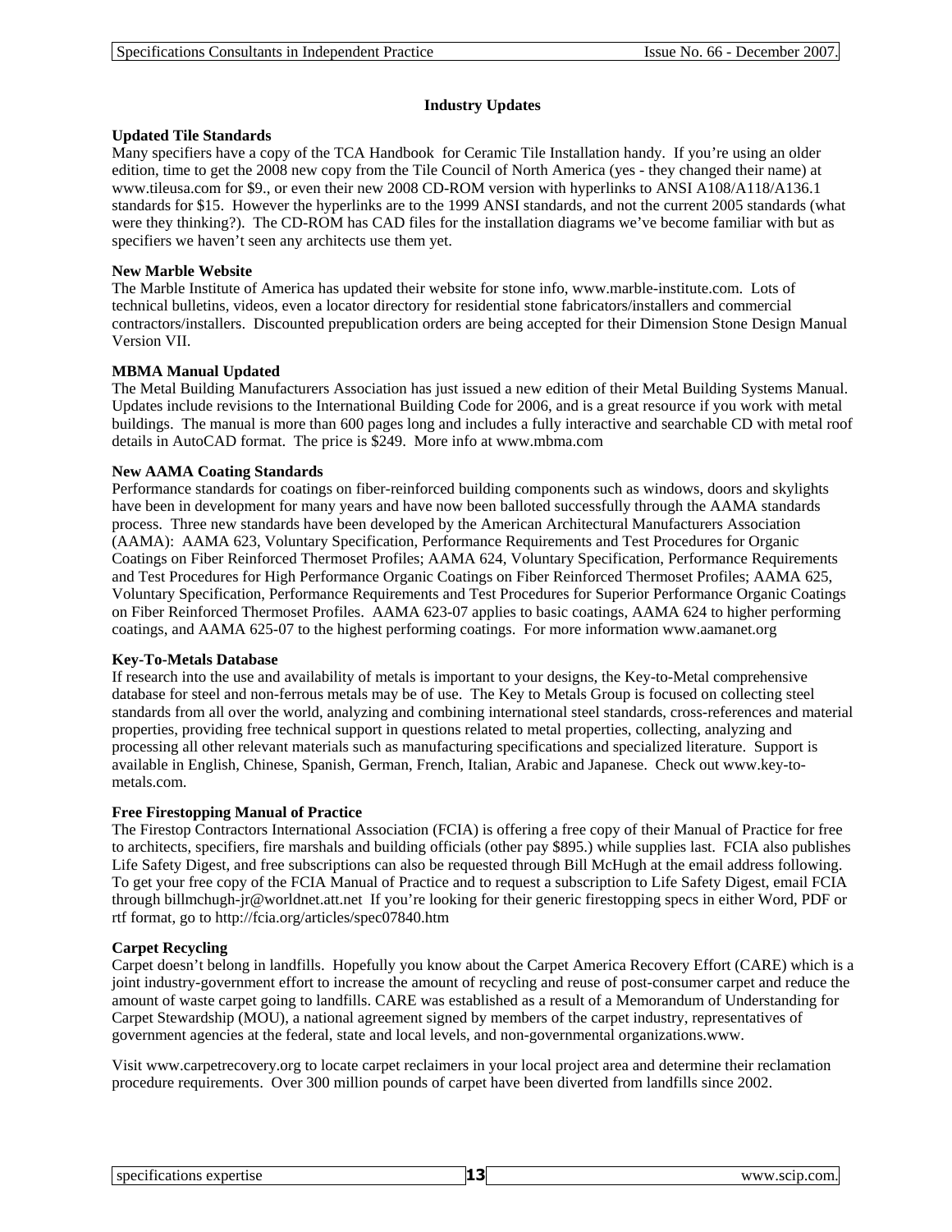## Industry Updates

**Updated Tile Standards**

Many specifiers have a copy of the TCA Handbook for Ceramic Tile Installation handy. If you're using an older edition, time to get the 2008 new copy from the Tile Council of North America (yes - they changed their name) at www.tileusa.com for $9., or even their new 2008 CD-ROM version with hyperlinks to ANSI A108/A118/A136.1 standards for $15. However the hyperlinks are to the 1999 ANSI standards, and not the current 2005 standards (what were they thinking?). The CD-ROM has CAD files for the installation diagrams we've become familiar with but as specifiers we haven't seen any architects use them yet.

**New Marble Website**

The Marble Institute of America has updated their website for stone info, www.marble-institute.com. Lots of technical bulletins, videos, even a locator directory for residential stone fabricators/installers and commercial contractors/installers. Discounted prepublication orders are being accepted for their Dimension Stone Design Manual Version VII.

**MBMA Manual Updated**

The Metal Building Manufacturers Association has just issued a new edition of their Metal Building Systems Manual. Updates include revisions to the International Building Code for 2006, and is a great resource if you work with metal buildings. The manual is more than 600 pages long and includes a fully interactive and searchable CD with metal roof details in AutoCAD format. The price is $249. More info at www.mbma.com

**New AAMA Coating Standards**

Performance standards for coatings on fiber-reinforced building components such as windows, doors and skylights have been in development for many years and have now been balloted successfully through the AAMA standards process. Three new standards have been developed by the American Architectural Manufacturers Association (AAMA): AAMA 623, Voluntary Specification, Performance Requirements and Test Procedures for Organic Coatings on Fiber Reinforced Thermoset Profiles; AAMA 624, Voluntary Specification, Performance Requirements and Test Procedures for High Performance Organic Coatings on Fiber Reinforced Thermoset Profiles; AAMA 625, Voluntary Specification, Performance Requirements and Test Procedures for Superior Performance Organic Coatings on Fiber Reinforced Thermoset Profiles. AAMA 623-07 applies to basic coatings, AAMA 624 to higher performing coatings, and AAMA 625-07 to the highest performing coatings. For more information www.aamanet.org

**Key-To-Metals Database**

If research into the use and availability of metals is important to your designs, the Key-to-Metal comprehensive database for steel and non-ferrous metals may be of use. The Key to Metals Group is focused on collecting steel standards from all over the world, analyzing and combining international steel standards, cross-references and material properties, providing free technical support in questions related to metal properties, collecting, analyzing and processing all other relevant materials such as manufacturing specifications and specialized literature. Support is available in English, Chinese, Spanish, German, French, Italian, Arabic and Japanese. Check out www.key-to-metals.com.

**Free Firestopping Manual of Practice**

The Firestop Contractors International Association (FCIA) is offering a free copy of their Manual of Practice for free to architects, specifiers, fire marshals and building officials (other pay $895.) while supplies last. FCIA also publishes Life Safety Digest, and free subscriptions can also be requested through Bill McHugh at the email address following. To get your free copy of the FCIA Manual of Practice and to request a subscription to Life Safety Digest, email FCIA through billmchugh-jr@worldnet.att.net If you're looking for their generic firestopping specs in either Word, PDF or rtf format, go to http://fcia.org/articles/spec07840.htm

**Carpet Recycling**

Carpet doesn't belong in landfills. Hopefully you know about the Carpet America Recovery Effort (CARE) which is a joint industry-government effort to increase the amount of recycling and reuse of post-consumer carpet and reduce the amount of waste carpet going to landfills. CARE was established as a result of a Memorandum of Understanding for Carpet Stewardship (MOU), a national agreement signed by members of the carpet industry, representatives of government agencies at the federal, state and local levels, and non-governmental organizations.www.

Visit www.carpetrecovery.org to locate carpet reclaimers in your local project area and determine their reclamation procedure requirements. Over 300 million pounds of carpet have been diverted from landfills since 2002.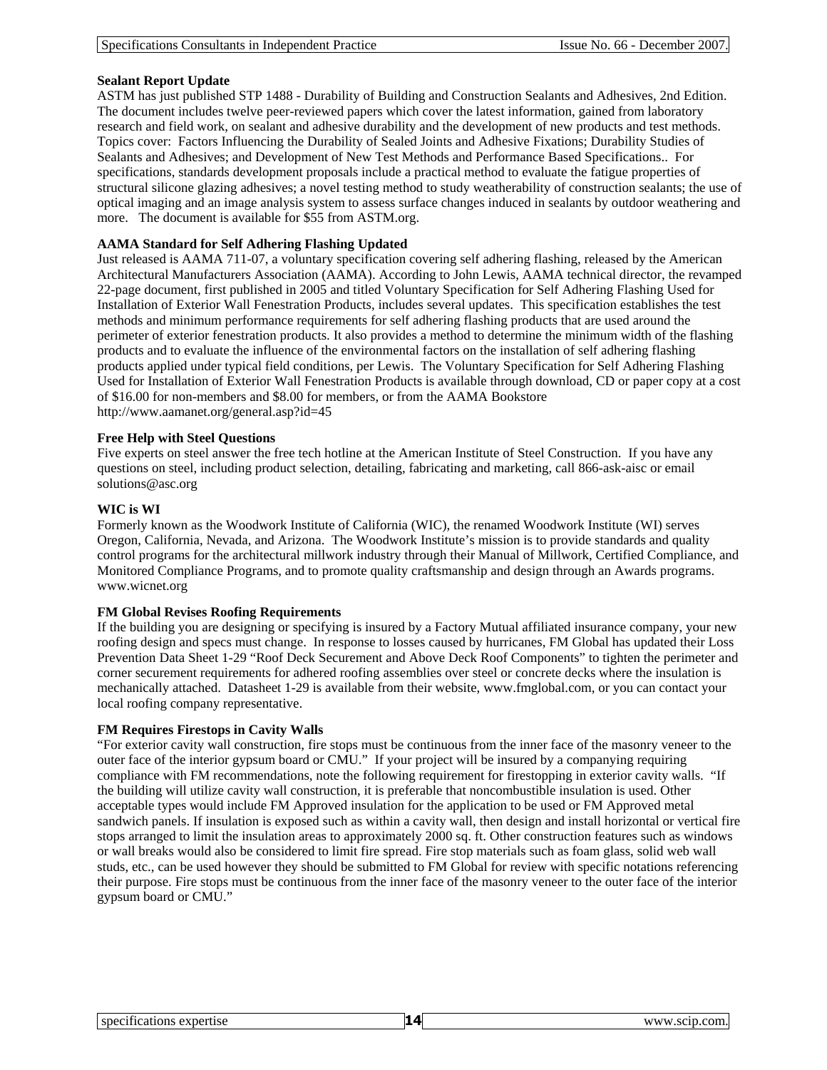**Sealant Report Update**

ASTM has just published STP 1488 - Durability of Building and Construction Sealants and Adhesives, 2nd Edition. The document includes twelve peer-reviewed papers which cover the latest information, gained from laboratory research and field work, on sealant and adhesive durability and the development of new products and test methods. Topics cover: Factors Influencing the Durability of Sealed Joints and Adhesive Fixations; Durability Studies of Sealants and Adhesives; and Development of New Test Methods and Performance Based Specifications.. For specifications, standards development proposals include a practical method to evaluate the fatigue properties of structural silicone glazing adhesives; a novel testing method to study weatherability of construction sealants; the use of optical imaging and an image analysis system to assess surface changes induced in sealants by outdoor weathering and more. The document is available for $55 from ASTM.org.

**AAMA Standard for Self Adhering Flashing Updated**

Just released is AAMA 711-07, a voluntary specification covering self adhering flashing, released by the American Architectural Manufacturers Association (AAMA). According to John Lewis, AAMA technical director, the revamped 22-page document, first published in 2005 and titled Voluntary Specification for Self Adhering Flashing Used for Installation of Exterior Wall Fenestration Products, includes several updates. This specification establishes the test methods and minimum performance requirements for self adhering flashing products that are used around the perimeter of exterior fenestration products. It also provides a method to determine the minimum width of the flashing products and to evaluate the influence of the environmental factors on the installation of self adhering flashing products applied under typical field conditions, per Lewis. The Voluntary Specification for Self Adhering Flashing Used for Installation of Exterior Wall Fenestration Products is available through download, CD or paper copy at a cost of $16.00 for non-members and $8.00 for members, or from the AAMA Bookstore http://www.aamanet.org/general.asp?id=45

**Free Help with Steel Questions**

Five experts on steel answer the free tech hotline at the American Institute of Steel Construction. If you have any questions on steel, including product selection, detailing, fabricating and marketing, call 866-ask-aisc or email solutions@asc.org

**WIC is WI**

Formerly known as the Woodwork Institute of California (WIC), the renamed Woodwork Institute (WI) serves Oregon, California, Nevada, and Arizona. The Woodwork Institute's mission is to provide standards and quality control programs for the architectural millwork industry through their Manual of Millwork, Certified Compliance, and Monitored Compliance Programs, and to promote quality craftsmanship and design through an Awards programs. www.wicnet.org

**FM Global Revises Roofing Requirements**

If the building you are designing or specifying is insured by a Factory Mutual affiliated insurance company, your new roofing design and specs must change. In response to losses caused by hurricanes, FM Global has updated their Loss Prevention Data Sheet 1-29 "Roof Deck Securement and Above Deck Roof Components" to tighten the perimeter and corner securement requirements for adhered roofing assemblies over steel or concrete decks where the insulation is mechanically attached. Datasheet 1-29 is available from their website, www.fmglobal.com, or you can contact your local roofing company representative.

**FM Requires Firestops in Cavity Walls**

"For exterior cavity wall construction, fire stops must be continuous from the inner face of the masonry veneer to the outer face of the interior gypsum board or CMU." If your project will be insured by a companying requiring compliance with FM recommendations, note the following requirement for firestopping in exterior cavity walls. "If the building will utilize cavity wall construction, it is preferable that noncombustible insulation is used. Other acceptable types would include FM Approved insulation for the application to be used or FM Approved metal sandwich panels. If insulation is exposed such as within a cavity wall, then design and install horizontal or vertical fire stops arranged to limit the insulation areas to approximately 2000 sq. ft. Other construction features such as windows or wall breaks would also be considered to limit fire spread. Fire stop materials such as foam glass, solid web wall studs, etc., can be used however they should be submitted to FM Global for review with specific notations referencing their purpose. Fire stops must be continuous from the inner face of the masonry veneer to the outer face of the interior gypsum board or CMU."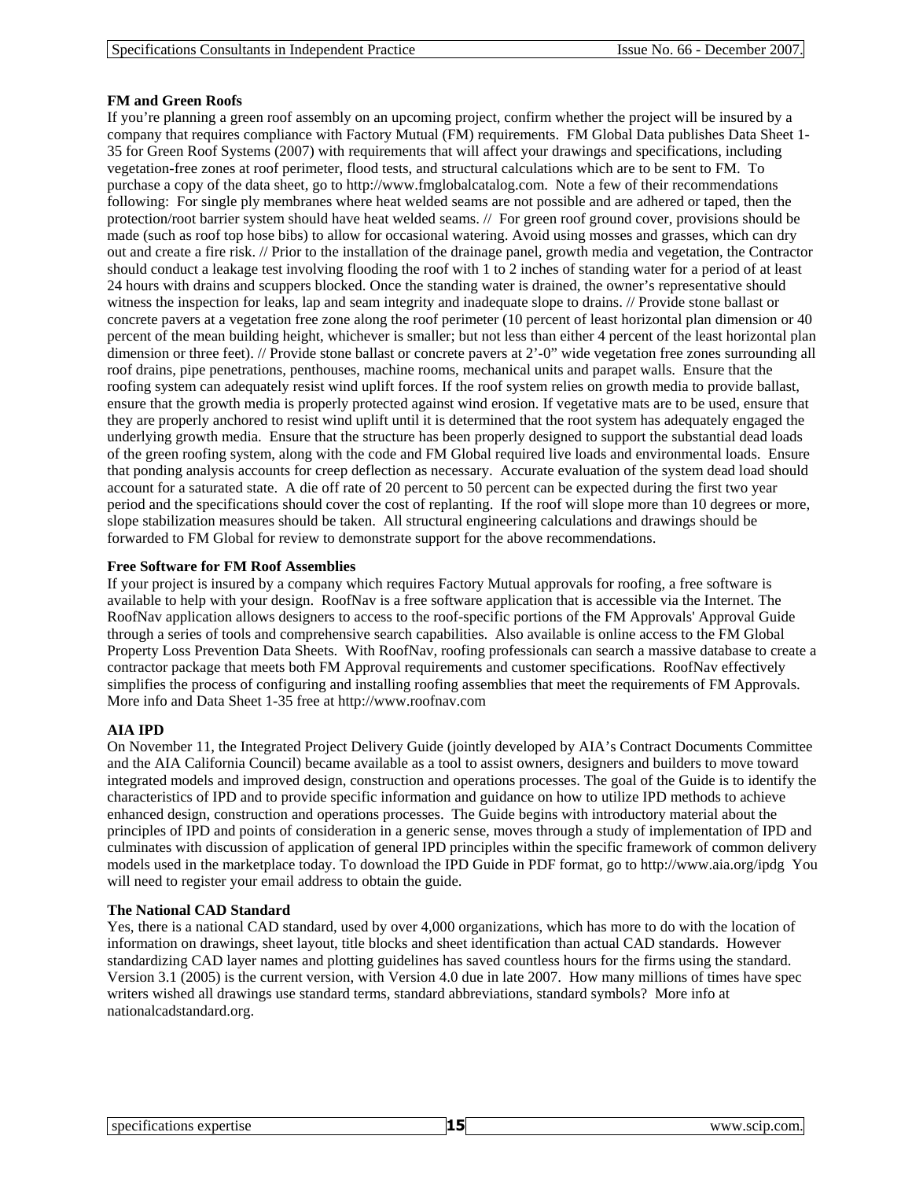**FM and Green Roofs**

If you're planning a green roof assembly on an upcoming project, confirm whether the project will be insured by a company that requires compliance with Factory Mutual (FM) requirements. FM Global Data publishes Data Sheet 1-35 for Green Roof Systems (2007) with requirements that will affect your drawings and specifications, including vegetation-free zones at roof perimeter, flood tests, and structural calculations which are to be sent to FM. To purchase a copy of the data sheet, go to http://www.fmglobalcatalog.com. Note a few of their recommendations following: For single ply membranes where heat welded seams are not possible and are adhered or taped, then the protection/root barrier system should have heat welded seams. // For green roof ground cover, provisions should be made (such as roof top hose bibs) to allow for occasional watering. Avoid using mosses and grasses, which can dry out and create a fire risk. // Prior to the installation of the drainage panel, growth media and vegetation, the Contractor should conduct a leakage test involving flooding the roof with 1 to 2 inches of standing water for a period of at least 24 hours with drains and scuppers blocked. Once the standing water is drained, the owner's representative should witness the inspection for leaks, lap and seam integrity and inadequate slope to drains. // Provide stone ballast or concrete pavers at a vegetation free zone along the roof perimeter (10 percent of least horizontal plan dimension or 40 percent of the mean building height, whichever is smaller; but not less than either 4 percent of the least horizontal plan dimension or three feet). // Provide stone ballast or concrete pavers at 2'-0" wide vegetation free zones surrounding all roof drains, pipe penetrations, penthouses, machine rooms, mechanical units and parapet walls. Ensure that the roofing system can adequately resist wind uplift forces. If the roof system relies on growth media to provide ballast, ensure that the growth media is properly protected against wind erosion. If vegetative mats are to be used, ensure that they are properly anchored to resist wind uplift until it is determined that the root system has adequately engaged the underlying growth media. Ensure that the structure has been properly designed to support the substantial dead loads of the green roofing system, along with the code and FM Global required live loads and environmental loads. Ensure that ponding analysis accounts for creep deflection as necessary. Accurate evaluation of the system dead load should account for a saturated state. A die off rate of 20 percent to 50 percent can be expected during the first two year period and the specifications should cover the cost of replanting. If the roof will slope more than 10 degrees or more, slope stabilization measures should be taken. All structural engineering calculations and drawings should be forwarded to FM Global for review to demonstrate support for the above recommendations.

**Free Software for FM Roof Assemblies**

If your project is insured by a company which requires Factory Mutual approvals for roofing, a free software is available to help with your design. RoofNav is a free software application that is accessible via the Internet. The RoofNav application allows designers to access to the roof-specific portions of the FM Approvals' Approval Guide through a series of tools and comprehensive search capabilities. Also available is online access to the FM Global Property Loss Prevention Data Sheets. With RoofNav, roofing professionals can search a massive database to create a contractor package that meets both FM Approval requirements and customer specifications. RoofNav effectively simplifies the process of configuring and installing roofing assemblies that meet the requirements of FM Approvals. More info and Data Sheet 1-35 free at http://www.roofnav.com

**AIA IPD**

On November 11, the Integrated Project Delivery Guide (jointly developed by AIA's Contract Documents Committee and the AIA California Council) became available as a tool to assist owners, designers and builders to move toward integrated models and improved design, construction and operations processes. The goal of the Guide is to identify the characteristics of IPD and to provide specific information and guidance on how to utilize IPD methods to achieve enhanced design, construction and operations processes. The Guide begins with introductory material about the principles of IPD and points of consideration in a generic sense, moves through a study of implementation of IPD and culminates with discussion of application of general IPD principles within the specific framework of common delivery models used in the marketplace today. To download the IPD Guide in PDF format, go to http://www.aia.org/ipdg You will need to register your email address to obtain the guide.

**The National CAD Standard**

Yes, there is a national CAD standard, used by over 4,000 organizations, which has more to do with the location of information on drawings, sheet layout, title blocks and sheet identification than actual CAD standards. However standardizing CAD layer names and plotting guidelines has saved countless hours for the firms using the standard. Version 3.1 (2005) is the current version, with Version 4.0 due in late 2007. How many millions of times have spec writers wished all drawings use standard terms, standard abbreviations, standard symbols? More info at nationalcadstandard.org.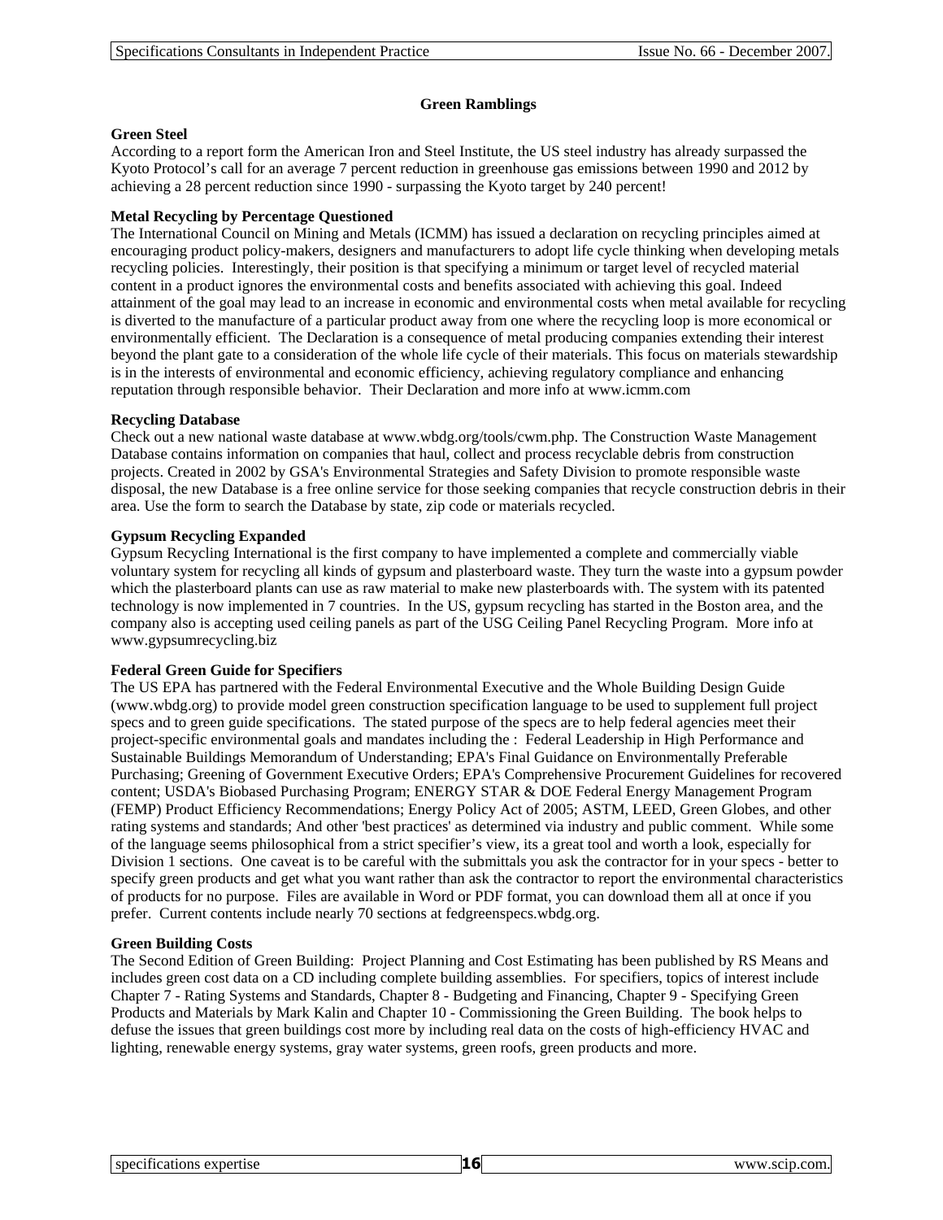## Green Ramblings

### Green Steel

According to a report form the American Iron and Steel Institute, the US steel industry has already surpassed the Kyoto Protocol's call for an average 7 percent reduction in greenhouse gas emissions between 1990 and 2012 by achieving a 28 percent reduction since 1990 - surpassing the Kyoto target by 240 percent!

### Metal Recycling by Percentage Questioned

The International Council on Mining and Metals (ICMM) has issued a declaration on recycling principles aimed at encouraging product policy-makers, designers and manufacturers to adopt life cycle thinking when developing metals recycling policies. Interestingly, their position is that specifying a minimum or target level of recycled material content in a product ignores the environmental costs and benefits associated with achieving this goal. Indeed attainment of the goal may lead to an increase in economic and environmental costs when metal available for recycling is diverted to the manufacture of a particular product away from one where the recycling loop is more economical or environmentally efficient. The Declaration is a consequence of metal producing companies extending their interest beyond the plant gate to a consideration of the whole life cycle of their materials. This focus on materials stewardship is in the interests of environmental and economic efficiency, achieving regulatory compliance and enhancing reputation through responsible behavior. Their Declaration and more info at www.icmm.com

### Recycling Database

Check out a new national waste database at www.wbdg.org/tools/cwm.php. The Construction Waste Management Database contains information on companies that haul, collect and process recyclable debris from construction projects. Created in 2002 by GSA's Environmental Strategies and Safety Division to promote responsible waste disposal, the new Database is a free online service for those seeking companies that recycle construction debris in their area. Use the form to search the Database by state, zip code or materials recycled.

### Gypsum Recycling Expanded

Gypsum Recycling International is the first company to have implemented a complete and commercially viable voluntary system for recycling all kinds of gypsum and plasterboard waste. They turn the waste into a gypsum powder which the plasterboard plants can use as raw material to make new plasterboards with. The system with its patented technology is now implemented in 7 countries. In the US, gypsum recycling has started in the Boston area, and the company also is accepting used ceiling panels as part of the USG Ceiling Panel Recycling Program. More info at www.gypsumrecycling.biz

### Federal Green Guide for Specifiers

The US EPA has partnered with the Federal Environmental Executive and the Whole Building Design Guide (www.wbdg.org) to provide model green construction specification language to be used to supplement full project specs and to green guide specifications. The stated purpose of the specs are to help federal agencies meet their project-specific environmental goals and mandates including the : Federal Leadership in High Performance and Sustainable Buildings Memorandum of Understanding; EPA's Final Guidance on Environmentally Preferable Purchasing; Greening of Government Executive Orders; EPA's Comprehensive Procurement Guidelines for recovered content; USDA's Biobased Purchasing Program; ENERGY STAR & DOE Federal Energy Management Program (FEMP) Product Efficiency Recommendations; Energy Policy Act of 2005; ASTM, LEED, Green Globes, and other rating systems and standards; And other 'best practices' as determined via industry and public comment. While some of the language seems philosophical from a strict specifier's view, its a great tool and worth a look, especially for Division 1 sections. One caveat is to be careful with the submittals you ask the contractor for in your specs - better to specify green products and get what you want rather than ask the contractor to report the environmental characteristics of products for no purpose. Files are available in Word or PDF format, you can download them all at once if you prefer. Current contents include nearly 70 sections at fedgreenspecs.wbdg.org.

### Green Building Costs

The Second Edition of Green Building: Project Planning and Cost Estimating has been published by RS Means and includes green cost data on a CD including complete building assemblies. For specifiers, topics of interest include Chapter 7 - Rating Systems and Standards, Chapter 8 - Budgeting and Financing, Chapter 9 - Specifying Green Products and Materials by Mark Kalin and Chapter 10 - Commissioning the Green Building. The book helps to defuse the issues that green buildings cost more by including real data on the costs of high-efficiency HVAC and lighting, renewable energy systems, gray water systems, green roofs, green products and more.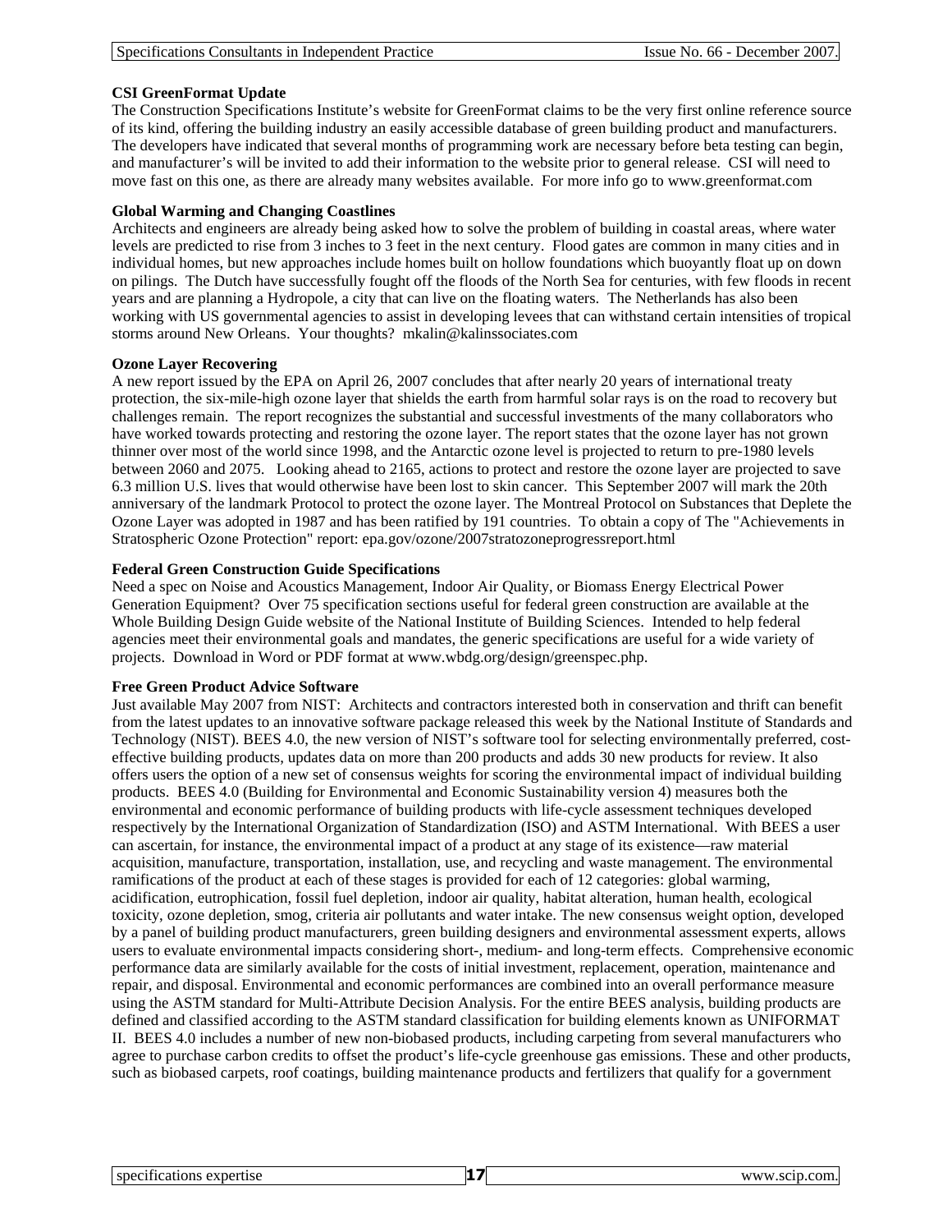**CSI GreenFormat Update**

The Construction Specifications Institute's website for GreenFormat claims to be the very first online reference source of its kind, offering the building industry an easily accessible database of green building product and manufacturers. The developers have indicated that several months of programming work are necessary before beta testing can begin, and manufacturer's will be invited to add their information to the website prior to general release. CSI will need to move fast on this one, as there are already many websites available. For more info go to www.greenformat.com

**Global Warming and Changing Coastlines**

Architects and engineers are already being asked how to solve the problem of building in coastal areas, where water levels are predicted to rise from 3 inches to 3 feet in the next century. Flood gates are common in many cities and in individual homes, but new approaches include homes built on hollow foundations which buoyantly float up on down on pilings. The Dutch have successfully fought off the floods of the North Sea for centuries, with few floods in recent years and are planning a Hydropole, a city that can live on the floating waters. The Netherlands has also been working with US governmental agencies to assist in developing levees that can withstand certain intensities of tropical storms around New Orleans. Your thoughts? mkalin@kalinssociates.com

**Ozone Layer Recovering**

A new report issued by the EPA on April 26, 2007 concludes that after nearly 20 years of international treaty protection, the six-mile-high ozone layer that shields the earth from harmful solar rays is on the road to recovery but challenges remain. The report recognizes the substantial and successful investments of the many collaborators who have worked towards protecting and restoring the ozone layer. The report states that the ozone layer has not grown thinner over most of the world since 1998, and the Antarctic ozone level is projected to return to pre-1980 levels between 2060 and 2075. Looking ahead to 2165, actions to protect and restore the ozone layer are projected to save 6.3 million U.S. lives that would otherwise have been lost to skin cancer. This September 2007 will mark the 20th anniversary of the landmark Protocol to protect the ozone layer. The Montreal Protocol on Substances that Deplete the Ozone Layer was adopted in 1987 and has been ratified by 191 countries. To obtain a copy of The "Achievements in Stratospheric Ozone Protection" report: epa.gov/ozone/2007stratozoneprogressreport.html

**Federal Green Construction Guide Specifications**

Need a spec on Noise and Acoustics Management, Indoor Air Quality, or Biomass Energy Electrical Power Generation Equipment? Over 75 specification sections useful for federal green construction are available at the Whole Building Design Guide website of the National Institute of Building Sciences. Intended to help federal agencies meet their environmental goals and mandates, the generic specifications are useful for a wide variety of projects. Download in Word or PDF format at www.wbdg.org/design/greenspec.php.

**Free Green Product Advice Software**

Just available May 2007 from NIST: Architects and contractors interested both in conservation and thrift can benefit from the latest updates to an innovative software package released this week by the National Institute of Standards and Technology (NIST). BEES 4.0, the new version of NIST's software tool for selecting environmentally preferred, cost-effective building products, updates data on more than 200 products and adds 30 new products for review. It also offers users the option of a new set of consensus weights for scoring the environmental impact of individual building products. BEES 4.0 (Building for Environmental and Economic Sustainability version 4) measures both the environmental and economic performance of building products with life-cycle assessment techniques developed respectively by the International Organization of Standardization (ISO) and ASTM International. With BEES a user can ascertain, for instance, the environmental impact of a product at any stage of its existence—raw material acquisition, manufacture, transportation, installation, use, and recycling and waste management. The environmental ramifications of the product at each of these stages is provided for each of 12 categories: global warming, acidification, eutrophication, fossil fuel depletion, indoor air quality, habitat alteration, human health, ecological toxicity, ozone depletion, smog, criteria air pollutants and water intake. The new consensus weight option, developed by a panel of building product manufacturers, green building designers and environmental assessment experts, allows users to evaluate environmental impacts considering short-, medium- and long-term effects. Comprehensive economic performance data are similarly available for the costs of initial investment, replacement, operation, maintenance and repair, and disposal. Environmental and economic performances are combined into an overall performance measure using the ASTM standard for Multi-Attribute Decision Analysis. For the entire BEES analysis, building products are defined and classified according to the ASTM standard classification for building elements known as UNIFORMAT II. BEES 4.0 includes a number of new non-biobased products, including carpeting from several manufacturers who agree to purchase carbon credits to offset the product's life-cycle greenhouse gas emissions. These and other products, such as biobased carpets, roof coatings, building maintenance products and fertilizers that qualify for a government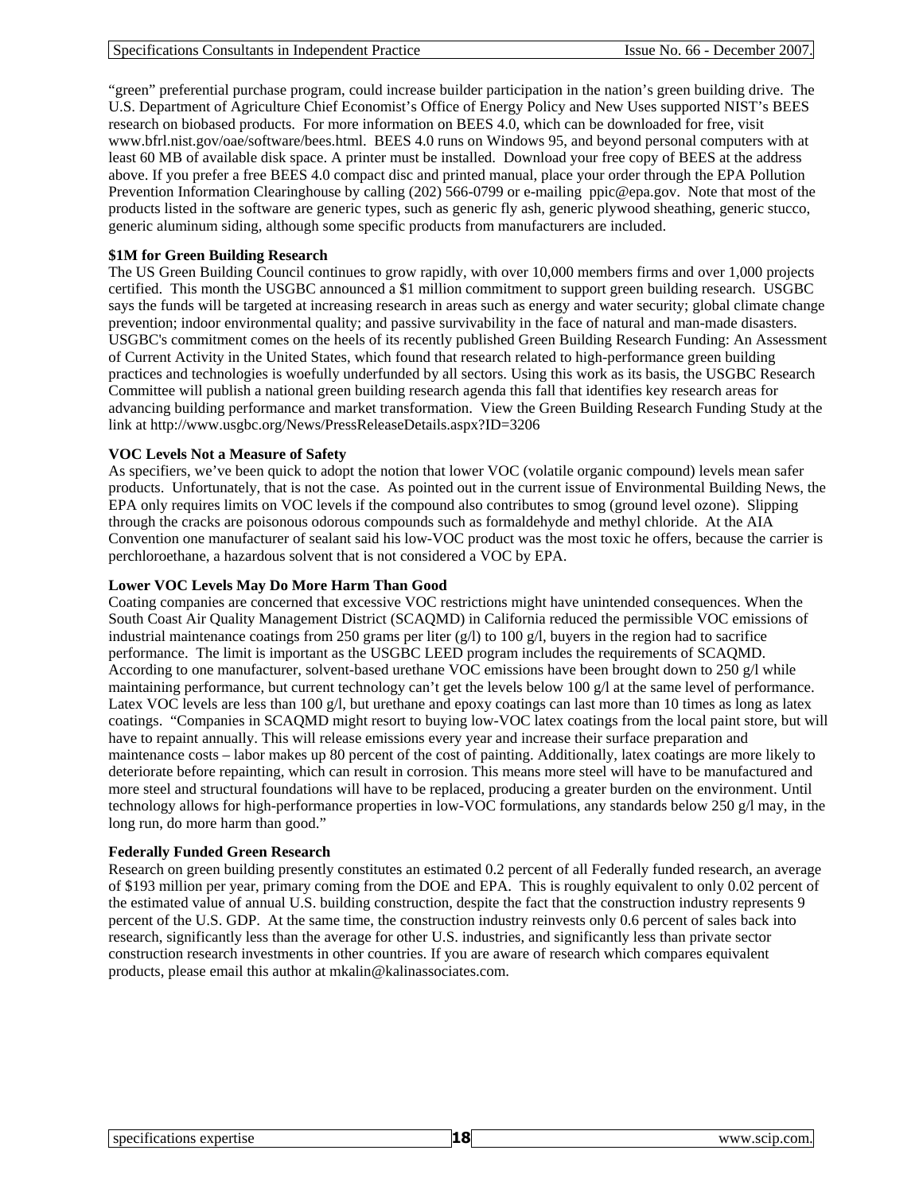"green" preferential purchase program, could increase builder participation in the nation's green building drive. The U.S. Department of Agriculture Chief Economist's Office of Energy Policy and New Uses supported NIST's BEES research on biobased products. For more information on BEES 4.0, which can be downloaded for free, visit www.bfrl.nist.gov/oae/software/bees.html. BEES 4.0 runs on Windows 95, and beyond personal computers with at least 60 MB of available disk space. A printer must be installed. Download your free copy of BEES at the address above. If you prefer a free BEES 4.0 compact disc and printed manual, place your order through the EPA Pollution Prevention Information Clearinghouse by calling (202) 566-0799 or e-mailing ppic@epa.gov. Note that most of the products listed in the software are generic types, such as generic fly ash, generic plywood sheathing, generic stucco, generic aluminum siding, although some specific products from manufacturers are included.

**$1M for Green Building Research**

The US Green Building Council continues to grow rapidly, with over 10,000 members firms and over 1,000 projects certified. This month the USGBC announced a $1 million commitment to support green building research. USGBC says the funds will be targeted at increasing research in areas such as energy and water security; global climate change prevention; indoor environmental quality; and passive survivability in the face of natural and man-made disasters. USGBC's commitment comes on the heels of its recently published Green Building Research Funding: An Assessment of Current Activity in the United States, which found that research related to high-performance green building practices and technologies is woefully underfunded by all sectors. Using this work as its basis, the USGBC Research Committee will publish a national green building research agenda this fall that identifies key research areas for advancing building performance and market transformation. View the Green Building Research Funding Study at the link at http://www.usgbc.org/News/PressReleaseDetails.aspx?ID=3206

**VOC Levels Not a Measure of Safety**

As specifiers, we've been quick to adopt the notion that lower VOC (volatile organic compound) levels mean safer products. Unfortunately, that is not the case. As pointed out in the current issue of Environmental Building News, the EPA only requires limits on VOC levels if the compound also contributes to smog (ground level ozone). Slipping through the cracks are poisonous odorous compounds such as formaldehyde and methyl chloride. At the AIA Convention one manufacturer of sealant said his low-VOC product was the most toxic he offers, because the carrier is perchloroethane, a hazardous solvent that is not considered a VOC by EPA.

**Lower VOC Levels May Do More Harm Than Good**

Coating companies are concerned that excessive VOC restrictions might have unintended consequences. When the South Coast Air Quality Management District (SCAQMD) in California reduced the permissible VOC emissions of industrial maintenance coatings from 250 grams per liter (g/l) to 100 g/l, buyers in the region had to sacrifice performance. The limit is important as the USGBC LEED program includes the requirements of SCAQMD. According to one manufacturer, solvent-based urethane VOC emissions have been brought down to 250 g/l while maintaining performance, but current technology can't get the levels below 100 g/l at the same level of performance. Latex VOC levels are less than 100 g/l, but urethane and epoxy coatings can last more than 10 times as long as latex coatings. "Companies in SCAQMD might resort to buying low-VOC latex coatings from the local paint store, but will have to repaint annually. This will release emissions every year and increase their surface preparation and maintenance costs – labor makes up 80 percent of the cost of painting. Additionally, latex coatings are more likely to deteriorate before repainting, which can result in corrosion. This means more steel will have to be manufactured and more steel and structural foundations will have to be replaced, producing a greater burden on the environment. Until technology allows for high-performance properties in low-VOC formulations, any standards below 250 g/l may, in the long run, do more harm than good."

**Federally Funded Green Research**

Research on green building presently constitutes an estimated 0.2 percent of all Federally funded research, an average of $193 million per year, primary coming from the DOE and EPA. This is roughly equivalent to only 0.02 percent of the estimated value of annual U.S. building construction, despite the fact that the construction industry represents 9 percent of the U.S. GDP. At the same time, the construction industry reinvests only 0.6 percent of sales back into research, significantly less than the average for other U.S. industries, and significantly less than private sector construction research investments in other countries. If you are aware of research which compares equivalent products, please email this author at mkalin@kalinassociates.com.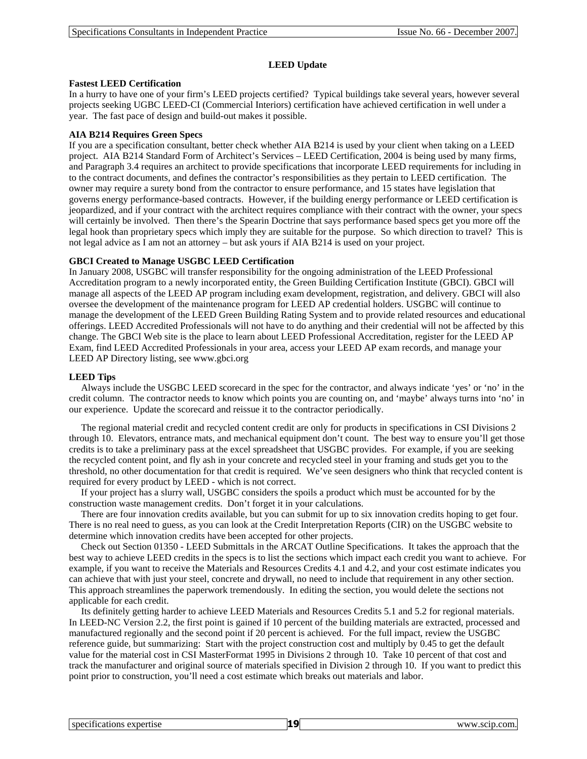## LEED Update

### Fastest LEED Certification

In a hurry to have one of your firm's LEED projects certified? Typical buildings take several years, however several projects seeking UGBC LEED-CI (Commercial Interiors) certification have achieved certification in well under a year. The fast pace of design and build-out makes it possible.

### AIA B214 Requires Green Specs

If you are a specification consultant, better check whether AIA B214 is used by your client when taking on a LEED project. AIA B214 Standard Form of Architect's Services – LEED Certification, 2004 is being used by many firms, and Paragraph 3.4 requires an architect to provide specifications that incorporate LEED requirements for including in to the contract documents, and defines the contractor's responsibilities as they pertain to LEED certification. The owner may require a surety bond from the contractor to ensure performance, and 15 states have legislation that governs energy performance-based contracts. However, if the building energy performance or LEED certification is jeopardized, and if your contract with the architect requires compliance with their contract with the owner, your specs will certainly be involved. Then there's the Spearin Doctrine that says performance based specs get you more off the legal hook than proprietary specs which imply they are suitable for the purpose. So which direction to travel? This is not legal advice as I am not an attorney – but ask yours if AIA B214 is used on your project.

### GBCI Created to Manage USGBC LEED Certification

In January 2008, USGBC will transfer responsibility for the ongoing administration of the LEED Professional Accreditation program to a newly incorporated entity, the Green Building Certification Institute (GBCI). GBCI will manage all aspects of the LEED AP program including exam development, registration, and delivery. GBCI will also oversee the development of the maintenance program for LEED AP credential holders. USGBC will continue to manage the development of the LEED Green Building Rating System and to provide related resources and educational offerings. LEED Accredited Professionals will not have to do anything and their credential will not be affected by this change. The GBCI Web site is the place to learn about LEED Professional Accreditation, register for the LEED AP Exam, find LEED Accredited Professionals in your area, access your LEED AP exam records, and manage your LEED AP Directory listing, see www.gbci.org

### LEED Tips

Always include the USGBC LEED scorecard in the spec for the contractor, and always indicate 'yes' or 'no' in the credit column. The contractor needs to know which points you are counting on, and 'maybe' always turns into 'no' in our experience. Update the scorecard and reissue it to the contractor periodically.

The regional material credit and recycled content credit are only for products in specifications in CSI Divisions 2 through 10. Elevators, entrance mats, and mechanical equipment don't count. The best way to ensure you'll get those credits is to take a preliminary pass at the excel spreadsheet that USGBC provides. For example, if you are seeking the recycled content point, and fly ash in your concrete and recycled steel in your framing and studs get you to the threshold, no other documentation for that credit is required. We've seen designers who think that recycled content is required for every product by LEED - which is not correct.

If your project has a slurry wall, USGBC considers the spoils a product which must be accounted for by the construction waste management credits. Don't forget it in your calculations.

There are four innovation credits available, but you can submit for up to six innovation credits hoping to get four. There is no real need to guess, as you can look at the Credit Interpretation Reports (CIR) on the USGBC website to determine which innovation credits have been accepted for other projects.

Check out Section 01350 - LEED Submittals in the ARCAT Outline Specifications. It takes the approach that the best way to achieve LEED credits in the specs is to list the sections which impact each credit you want to achieve. For example, if you want to receive the Materials and Resources Credits 4.1 and 4.2, and your cost estimate indicates you can achieve that with just your steel, concrete and drywall, no need to include that requirement in any other section. This approach streamlines the paperwork tremendously. In editing the section, you would delete the sections not applicable for each credit.

Its definitely getting harder to achieve LEED Materials and Resources Credits 5.1 and 5.2 for regional materials. In LEED-NC Version 2.2, the first point is gained if 10 percent of the building materials are extracted, processed and manufactured regionally and the second point if 20 percent is achieved. For the full impact, review the USGBC reference guide, but summarizing: Start with the project construction cost and multiply by 0.45 to get the default value for the material cost in CSI MasterFormat 1995 in Divisions 2 through 10. Take 10 percent of that cost and track the manufacturer and original source of materials specified in Division 2 through 10. If you want to predict this point prior to construction, you'll need a cost estimate which breaks out materials and labor.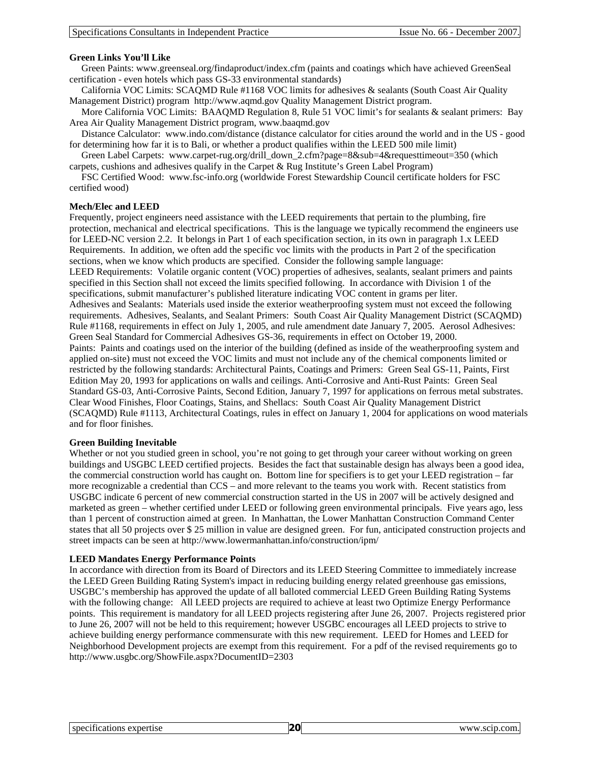**Green Links You'll Like**

Green Paints: www.greenseal.org/findaproduct/index.cfm (paints and coatings which have achieved GreenSeal certification - even hotels which pass GS-33 environmental standards)

California VOC Limits: SCAQMD Rule #1168 VOC limits for adhesives & sealants (South Coast Air Quality Management District) program http://www.aqmd.gov Quality Management District program.

More California VOC Limits: BAAQMD Regulation 8, Rule 51 VOC limit's for sealants & sealant primers: Bay Area Air Quality Management District program, www.baaqmd.gov

Distance Calculator: www.indo.com/distance (distance calculator for cities around the world and in the US - good for determining how far it is to Bali, or whether a product qualifies within the LEED 500 mile limit)

Green Label Carpets: www.carpet-rug.org/drill_down_2.cfm?page=8&sub=4&requesttimeout=350 (which carpets, cushions and adhesives qualify in the Carpet & Rug Institute's Green Label Program)

FSC Certified Wood: www.fsc-info.org (worldwide Forest Stewardship Council certificate holders for FSC certified wood)

**Mech/Elec and LEED**

Frequently, project engineers need assistance with the LEED requirements that pertain to the plumbing, fire protection, mechanical and electrical specifications. This is the language we typically recommend the engineers use for LEED-NC version 2.2. It belongs in Part 1 of each specification section, in its own in paragraph 1.x LEED Requirements. In addition, we often add the specific voc limits with the products in Part 2 of the specification sections, when we know which products are specified. Consider the following sample language:

LEED Requirements: Volatile organic content (VOC) properties of adhesives, sealants, sealant primers and paints specified in this Section shall not exceed the limits specified following. In accordance with Division 1 of the specifications, submit manufacturer's published literature indicating VOC content in grams per liter.

Adhesives and Sealants: Materials used inside the exterior weatherproofing system must not exceed the following requirements. Adhesives, Sealants, and Sealant Primers: South Coast Air Quality Management District (SCAQMD) Rule #1168, requirements in effect on July 1, 2005, and rule amendment date January 7, 2005. Aerosol Adhesives: Green Seal Standard for Commercial Adhesives GS-36, requirements in effect on October 19, 2000.

Paints: Paints and coatings used on the interior of the building (defined as inside of the weatherproofing system and applied on-site) must not exceed the VOC limits and must not include any of the chemical components limited or restricted by the following standards: Architectural Paints, Coatings and Primers: Green Seal GS-11, Paints, First Edition May 20, 1993 for applications on walls and ceilings. Anti-Corrosive and Anti-Rust Paints: Green Seal Standard GS-03, Anti-Corrosive Paints, Second Edition, January 7, 1997 for applications on ferrous metal substrates. Clear Wood Finishes, Floor Coatings, Stains, and Shellacs: South Coast Air Quality Management District (SCAQMD) Rule #1113, Architectural Coatings, rules in effect on January 1, 2004 for applications on wood materials and for floor finishes.

**Green Building Inevitable**

Whether or not you studied green in school, you're not going to get through your career without working on green buildings and USGBC LEED certified projects. Besides the fact that sustainable design has always been a good idea, the commercial construction world has caught on. Bottom line for specifiers is to get your LEED registration – far more recognizable a credential than CCS – and more relevant to the teams you work with. Recent statistics from USGBC indicate 6 percent of new commercial construction started in the US in 2007 will be actively designed and marketed as green – whether certified under LEED or following green environmental principals. Five years ago, less than 1 percent of construction aimed at green. In Manhattan, the Lower Manhattan Construction Command Center states that all 50 projects over $ 25 million in value are designed green. For fun, anticipated construction projects and street impacts can be seen at http://www.lowermanhattan.info/construction/ipm/

**LEED Mandates Energy Performance Points**

In accordance with direction from its Board of Directors and its LEED Steering Committee to immediately increase the LEED Green Building Rating System's impact in reducing building energy related greenhouse gas emissions, USGBC's membership has approved the update of all balloted commercial LEED Green Building Rating Systems with the following change: All LEED projects are required to achieve at least two Optimize Energy Performance points. This requirement is mandatory for all LEED projects registering after June 26, 2007. Projects registered prior to June 26, 2007 will not be held to this requirement; however USGBC encourages all LEED projects to strive to achieve building energy performance commensurate with this new requirement. LEED for Homes and LEED for Neighborhood Development projects are exempt from this requirement. For a pdf of the revised requirements go to http://www.usgbc.org/ShowFile.aspx?DocumentID=2303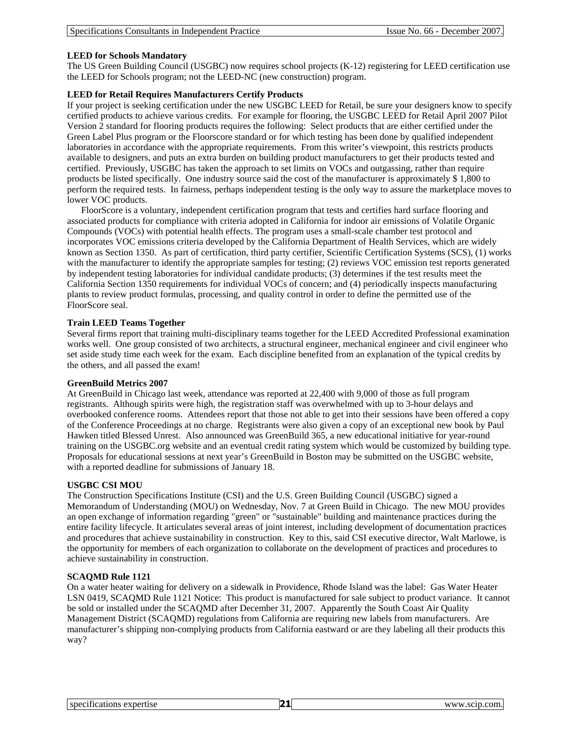**LEED for Schools Mandatory**

The US Green Building Council (USGBC) now requires school projects (K-12) registering for LEED certification use the LEED for Schools program; not the LEED-NC (new construction) program.

**LEED for Retail Requires Manufacturers Certify Products**

If your project is seeking certification under the new USGBC LEED for Retail, be sure your designers know to specify certified products to achieve various credits. For example for flooring, the USGBC LEED for Retail April 2007 Pilot Version 2 standard for flooring products requires the following: Select products that are either certified under the Green Label Plus program or the Floorscore standard or for which testing has been done by qualified independent laboratories in accordance with the appropriate requirements. From this writer's viewpoint, this restricts products available to designers, and puts an extra burden on building product manufacturers to get their products tested and certified. Previously, USGBC has taken the approach to set limits on VOCs and outgassing, rather than require products be listed specifically. One industry source said the cost of the manufacturer is approximately $ 1,800 to perform the required tests. In fairness, perhaps independent testing is the only way to assure the marketplace moves to lower VOC products.

FloorScore is a voluntary, independent certification program that tests and certifies hard surface flooring and associated products for compliance with criteria adopted in California for indoor air emissions of Volatile Organic Compounds (VOCs) with potential health effects. The program uses a small-scale chamber test protocol and incorporates VOC emissions criteria developed by the California Department of Health Services, which are widely known as Section 1350. As part of certification, third party certifier, Scientific Certification Systems (SCS), (1) works with the manufacturer to identify the appropriate samples for testing; (2) reviews VOC emission test reports generated by independent testing laboratories for individual candidate products; (3) determines if the test results meet the California Section 1350 requirements for individual VOCs of concern; and (4) periodically inspects manufacturing plants to review product formulas, processing, and quality control in order to define the permitted use of the FloorScore seal.

**Train LEED Teams Together**

Several firms report that training multi-disciplinary teams together for the LEED Accredited Professional examination works well. One group consisted of two architects, a structural engineer, mechanical engineer and civil engineer who set aside study time each week for the exam. Each discipline benefited from an explanation of the typical credits by the others, and all passed the exam!

**GreenBuild Metrics 2007**

At GreenBuild in Chicago last week, attendance was reported at 22,400 with 9,000 of those as full program registrants. Although spirits were high, the registration staff was overwhelmed with up to 3-hour delays and overbooked conference rooms. Attendees report that those not able to get into their sessions have been offered a copy of the Conference Proceedings at no charge. Registrants were also given a copy of an exceptional new book by Paul Hawken titled Blessed Unrest. Also announced was GreenBuild 365, a new educational initiative for year-round training on the USGBC.org website and an eventual credit rating system which would be customized by building type. Proposals for educational sessions at next year's GreenBuild in Boston may be submitted on the USGBC website, with a reported deadline for submissions of January 18.

**USGBC CSI MOU**

The Construction Specifications Institute (CSI) and the U.S. Green Building Council (USGBC) signed a Memorandum of Understanding (MOU) on Wednesday, Nov. 7 at Green Build in Chicago. The new MOU provides an open exchange of information regarding "green" or "sustainable" building and maintenance practices during the entire facility lifecycle. It articulates several areas of joint interest, including development of documentation practices and procedures that achieve sustainability in construction. Key to this, said CSI executive director, Walt Marlowe, is the opportunity for members of each organization to collaborate on the development of practices and procedures to achieve sustainability in construction.

**SCAQMD Rule 1121**

On a water heater waiting for delivery on a sidewalk in Providence, Rhode Island was the label: Gas Water Heater LSN 0419, SCAQMD Rule 1121 Notice: This product is manufactured for sale subject to product variance. It cannot be sold or installed under the SCAQMD after December 31, 2007. Apparently the South Coast Air Quality Management District (SCAQMD) regulations from California are requiring new labels from manufacturers. Are manufacturer's shipping non-complying products from California eastward or are they labeling all their products this way?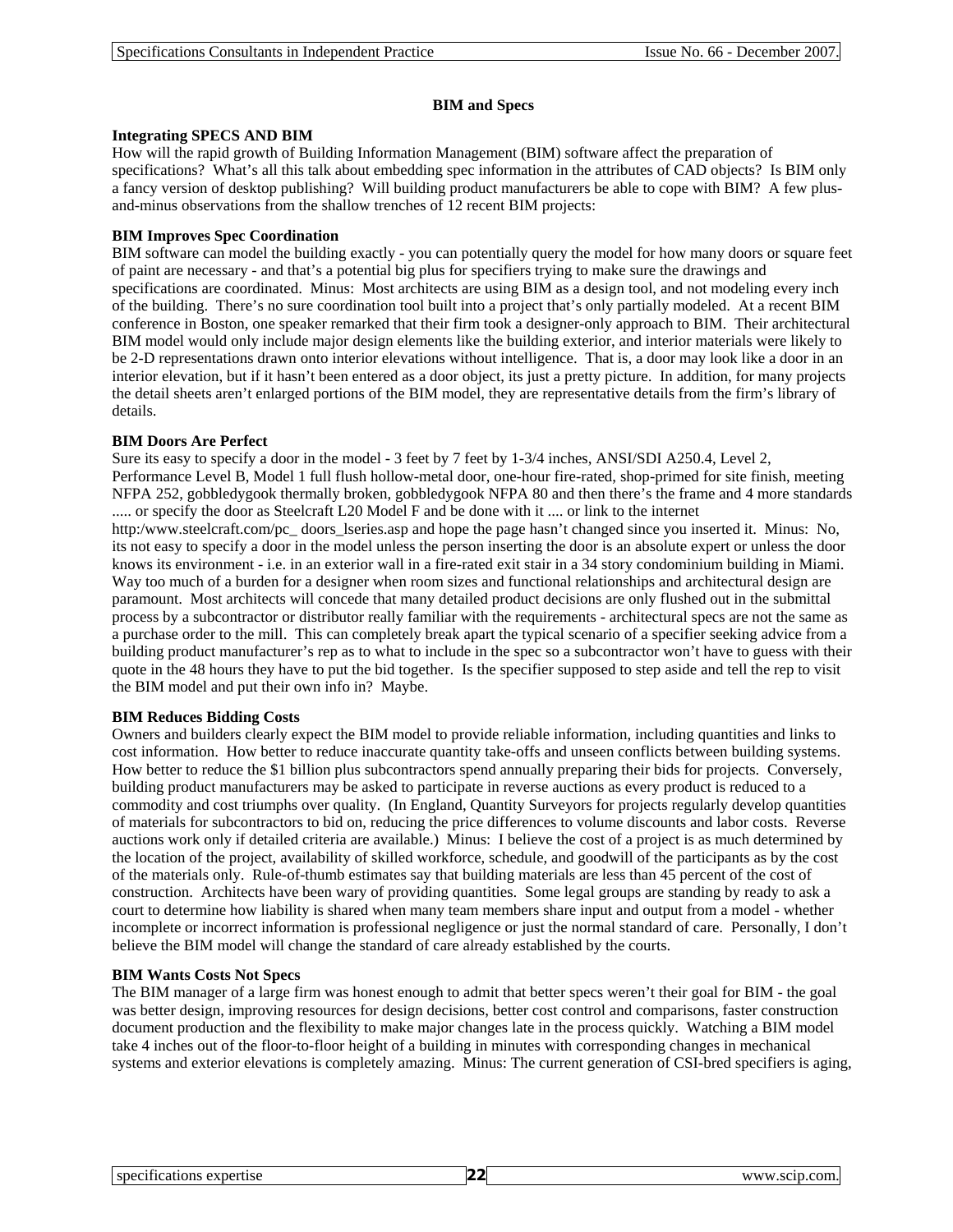## BIM and Specs

**Integrating SPECS AND BIM**

How will the rapid growth of Building Information Management (BIM) software affect the preparation of specifications? What's all this talk about embedding spec information in the attributes of CAD objects? Is BIM only a fancy version of desktop publishing? Will building product manufacturers be able to cope with BIM? A few plus-and-minus observations from the shallow trenches of 12 recent BIM projects:

**BIM Improves Spec Coordination**

BIM software can model the building exactly - you can potentially query the model for how many doors or square feet of paint are necessary - and that's a potential big plus for specifiers trying to make sure the drawings and specifications are coordinated. Minus: Most architects are using BIM as a design tool, and not modeling every inch of the building. There's no sure coordination tool built into a project that's only partially modeled. At a recent BIM conference in Boston, one speaker remarked that their firm took a designer-only approach to BIM. Their architectural BIM model would only include major design elements like the building exterior, and interior materials were likely to be 2-D representations drawn onto interior elevations without intelligence. That is, a door may look like a door in an interior elevation, but if it hasn't been entered as a door object, its just a pretty picture. In addition, for many projects the detail sheets aren't enlarged portions of the BIM model, they are representative details from the firm's library of details.

**BIM Doors Are Perfect**

Sure its easy to specify a door in the model - 3 feet by 7 feet by 1-3/4 inches, ANSI/SDI A250.4, Level 2, Performance Level B, Model 1 full flush hollow-metal door, one-hour fire-rated, shop-primed for site finish, meeting NFPA 252, gobbledygook thermally broken, gobbledygook NFPA 80 and then there's the frame and 4 more standards ..... or specify the door as Steelcraft L20 Model F and be done with it .... or link to the internet http:/www.steelcraft.com/pc_ doors_lseries.asp and hope the page hasn't changed since you inserted it. Minus: No, its not easy to specify a door in the model unless the person inserting the door is an absolute expert or unless the door knows its environment - i.e. in an exterior wall in a fire-rated exit stair in a 34 story condominium building in Miami. Way too much of a burden for a designer when room sizes and functional relationships and architectural design are paramount. Most architects will concede that many detailed product decisions are only flushed out in the submittal process by a subcontractor or distributor really familiar with the requirements - architectural specs are not the same as a purchase order to the mill. This can completely break apart the typical scenario of a specifier seeking advice from a building product manufacturer's rep as to what to include in the spec so a subcontractor won't have to guess with their quote in the 48 hours they have to put the bid together. Is the specifier supposed to step aside and tell the rep to visit the BIM model and put their own info in? Maybe.

**BIM Reduces Bidding Costs**

Owners and builders clearly expect the BIM model to provide reliable information, including quantities and links to cost information. How better to reduce inaccurate quantity take-offs and unseen conflicts between building systems. How better to reduce the $1 billion plus subcontractors spend annually preparing their bids for projects. Conversely, building product manufacturers may be asked to participate in reverse auctions as every product is reduced to a commodity and cost triumphs over quality. (In England, Quantity Surveyors for projects regularly develop quantities of materials for subcontractors to bid on, reducing the price differences to volume discounts and labor costs. Reverse auctions work only if detailed criteria are available.) Minus: I believe the cost of a project is as much determined by the location of the project, availability of skilled workforce, schedule, and goodwill of the participants as by the cost of the materials only. Rule-of-thumb estimates say that building materials are less than 45 percent of the cost of construction. Architects have been wary of providing quantities. Some legal groups are standing by ready to ask a court to determine how liability is shared when many team members share input and output from a model - whether incomplete or incorrect information is professional negligence or just the normal standard of care. Personally, I don't believe the BIM model will change the standard of care already established by the courts.

**BIM Wants Costs Not Specs**

The BIM manager of a large firm was honest enough to admit that better specs weren't their goal for BIM - the goal was better design, improving resources for design decisions, better cost control and comparisons, faster construction document production and the flexibility to make major changes late in the process quickly. Watching a BIM model take 4 inches out of the floor-to-floor height of a building in minutes with corresponding changes in mechanical systems and exterior elevations is completely amazing. Minus: The current generation of CSI-bred specifiers is aging,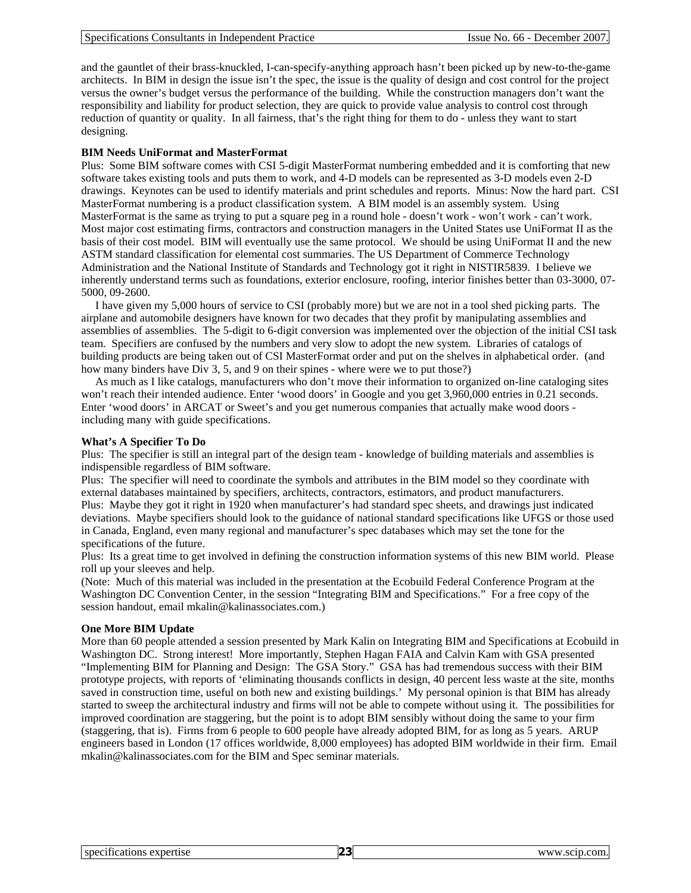and the gauntlet of their brass-knuckled, I-can-specify-anything approach hasn't been picked up by new-to-the-game architects. In BIM in design the issue isn't the spec, the issue is the quality of design and cost control for the project versus the owner's budget versus the performance of the building. While the construction managers don't want the responsibility and liability for product selection, they are quick to provide value analysis to control cost through reduction of quantity or quality. In all fairness, that's the right thing for them to do - unless they want to start designing.

**BIM Needs UniFormat and MasterFormat**

Plus: Some BIM software comes with CSI 5-digit MasterFormat numbering embedded and it is comforting that new software takes existing tools and puts them to work, and 4-D models can be represented as 3-D models even 2-D drawings. Keynotes can be used to identify materials and print schedules and reports. Minus: Now the hard part. CSI MasterFormat numbering is a product classification system. A BIM model is an assembly system. Using MasterFormat is the same as trying to put a square peg in a round hole - doesn't work - won't work - can't work. Most major cost estimating firms, contractors and construction managers in the United States use UniFormat II as the basis of their cost model. BIM will eventually use the same protocol. We should be using UniFormat II and the new ASTM standard classification for elemental cost summaries. The US Department of Commerce Technology Administration and the National Institute of Standards and Technology got it right in NISTIR5839. I believe we inherently understand terms such as foundations, exterior enclosure, roofing, interior finishes better than 03-3000, 07-5000, 09-2600.

I have given my 5,000 hours of service to CSI (probably more) but we are not in a tool shed picking parts. The airplane and automobile designers have known for two decades that they profit by manipulating assemblies and assemblies of assemblies. The 5-digit to 6-digit conversion was implemented over the objection of the initial CSI task team. Specifiers are confused by the numbers and very slow to adopt the new system. Libraries of catalogs of building products are being taken out of CSI MasterFormat order and put on the shelves in alphabetical order. (and how many binders have Div 3, 5, and 9 on their spines - where were we to put those?)

As much as I like catalogs, manufacturers who don't move their information to organized on-line cataloging sites won't reach their intended audience. Enter 'wood doors' in Google and you get 3,960,000 entries in 0.21 seconds. Enter 'wood doors' in ARCAT or Sweet's and you get numerous companies that actually make wood doors - including many with guide specifications.

**What's A Specifier To Do**

Plus: The specifier is still an integral part of the design team - knowledge of building materials and assemblies is indispensible regardless of BIM software.

Plus: The specifier will need to coordinate the symbols and attributes in the BIM model so they coordinate with external databases maintained by specifiers, architects, contractors, estimators, and product manufacturers.

Plus: Maybe they got it right in 1920 when manufacturer's had standard spec sheets, and drawings just indicated deviations. Maybe specifiers should look to the guidance of national standard specifications like UFGS or those used in Canada, England, even many regional and manufacturer's spec databases which may set the tone for the specifications of the future.

Plus: Its a great time to get involved in defining the construction information systems of this new BIM world. Please roll up your sleeves and help.

(Note: Much of this material was included in the presentation at the Ecobuild Federal Conference Program at the Washington DC Convention Center, in the session "Integrating BIM and Specifications." For a free copy of the session handout, email mkalin@kalinassociates.com.)

**One More BIM Update**

More than 60 people attended a session presented by Mark Kalin on Integrating BIM and Specifications at Ecobuild in Washington DC. Strong interest! More importantly, Stephen Hagan FAIA and Calvin Kam with GSA presented "Implementing BIM for Planning and Design: The GSA Story." GSA has had tremendous success with their BIM prototype projects, with reports of 'eliminating thousands conflicts in design, 40 percent less waste at the site, months saved in construction time, useful on both new and existing buildings.' My personal opinion is that BIM has already started to sweep the architectural industry and firms will not be able to compete without using it. The possibilities for improved coordination are staggering, but the point is to adopt BIM sensibly without doing the same to your firm (staggering, that is). Firms from 6 people to 600 people have already adopted BIM, for as long as 5 years. ARUP engineers based in London (17 offices worldwide, 8,000 employees) has adopted BIM worldwide in their firm. Email mkalin@kalinassociates.com for the BIM and Spec seminar materials.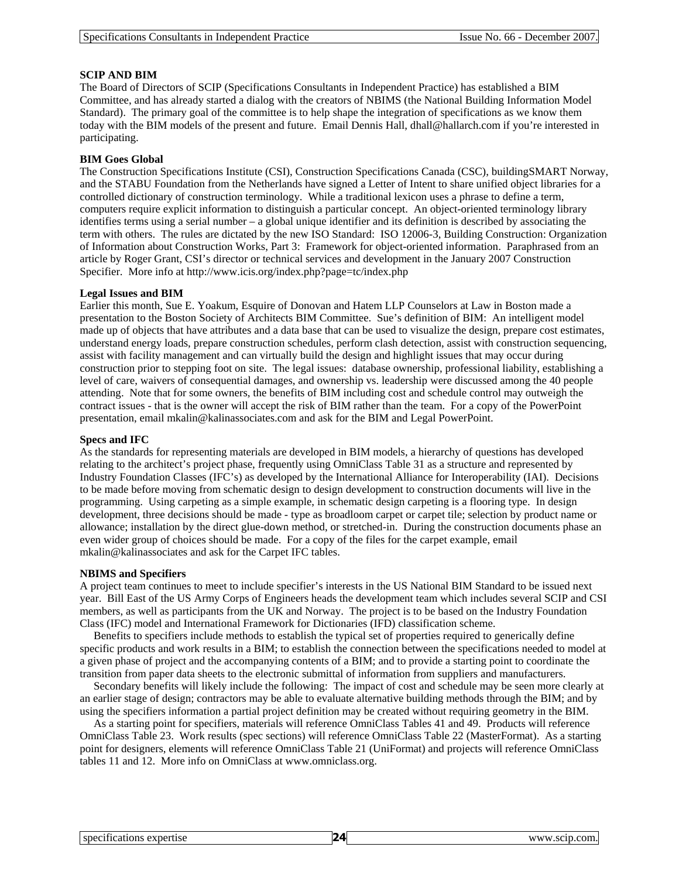**SCIP AND BIM**

The Board of Directors of SCIP (Specifications Consultants in Independent Practice) has established a BIM Committee, and has already started a dialog with the creators of NBIMS (the National Building Information Model Standard). The primary goal of the committee is to help shape the integration of specifications as we know them today with the BIM models of the present and future. Email Dennis Hall, dhall@hallarch.com if you're interested in participating.

**BIM Goes Global**

The Construction Specifications Institute (CSI), Construction Specifications Canada (CSC), buildingSMART Norway, and the STABU Foundation from the Netherlands have signed a Letter of Intent to share unified object libraries for a controlled dictionary of construction terminology. While a traditional lexicon uses a phrase to define a term, computers require explicit information to distinguish a particular concept. An object-oriented terminology library identifies terms using a serial number – a global unique identifier and its definition is described by associating the term with others. The rules are dictated by the new ISO Standard: ISO 12006-3, Building Construction: Organization of Information about Construction Works, Part 3: Framework for object-oriented information. Paraphrased from an article by Roger Grant, CSI's director or technical services and development in the January 2007 Construction Specifier. More info at http://www.icis.org/index.php?page=tc/index.php

**Legal Issues and BIM**

Earlier this month, Sue E. Yoakum, Esquire of Donovan and Hatem LLP Counselors at Law in Boston made a presentation to the Boston Society of Architects BIM Committee. Sue's definition of BIM: An intelligent model made up of objects that have attributes and a data base that can be used to visualize the design, prepare cost estimates, understand energy loads, prepare construction schedules, perform clash detection, assist with construction sequencing, assist with facility management and can virtually build the design and highlight issues that may occur during construction prior to stepping foot on site. The legal issues: database ownership, professional liability, establishing a level of care, waivers of consequential damages, and ownership vs. leadership were discussed among the 40 people attending. Note that for some owners, the benefits of BIM including cost and schedule control may outweigh the contract issues - that is the owner will accept the risk of BIM rather than the team. For a copy of the PowerPoint presentation, email mkalin@kalinassociates.com and ask for the BIM and Legal PowerPoint.

**Specs and IFC**

As the standards for representing materials are developed in BIM models, a hierarchy of questions has developed relating to the architect's project phase, frequently using OmniClass Table 31 as a structure and represented by Industry Foundation Classes (IFC's) as developed by the International Alliance for Interoperability (IAI). Decisions to be made before moving from schematic design to design development to construction documents will live in the programming. Using carpeting as a simple example, in schematic design carpeting is a flooring type. In design development, three decisions should be made - type as broadloom carpet or carpet tile; selection by product name or allowance; installation by the direct glue-down method, or stretched-in. During the construction documents phase an even wider group of choices should be made. For a copy of the files for the carpet example, email mkalin@kalinassociates and ask for the Carpet IFC tables.

**NBIMS and Specifiers**

A project team continues to meet to include specifier's interests in the US National BIM Standard to be issued next year. Bill East of the US Army Corps of Engineers heads the development team which includes several SCIP and CSI members, as well as participants from the UK and Norway. The project is to be based on the Industry Foundation Class (IFC) model and International Framework for Dictionaries (IFD) classification scheme.

Benefits to specifiers include methods to establish the typical set of properties required to generically define specific products and work results in a BIM; to establish the connection between the specifications needed to model at a given phase of project and the accompanying contents of a BIM; and to provide a starting point to coordinate the transition from paper data sheets to the electronic submittal of information from suppliers and manufacturers.

Secondary benefits will likely include the following: The impact of cost and schedule may be seen more clearly at an earlier stage of design; contractors may be able to evaluate alternative building methods through the BIM; and by using the specifiers information a partial project definition may be created without requiring geometry in the BIM.

As a starting point for specifiers, materials will reference OmniClass Tables 41 and 49. Products will reference OmniClass Table 23. Work results (spec sections) will reference OmniClass Table 22 (MasterFormat). As a starting point for designers, elements will reference OmniClass Table 21 (UniFormat) and projects will reference OmniClass tables 11 and 12. More info on OmniClass at www.omniclass.org.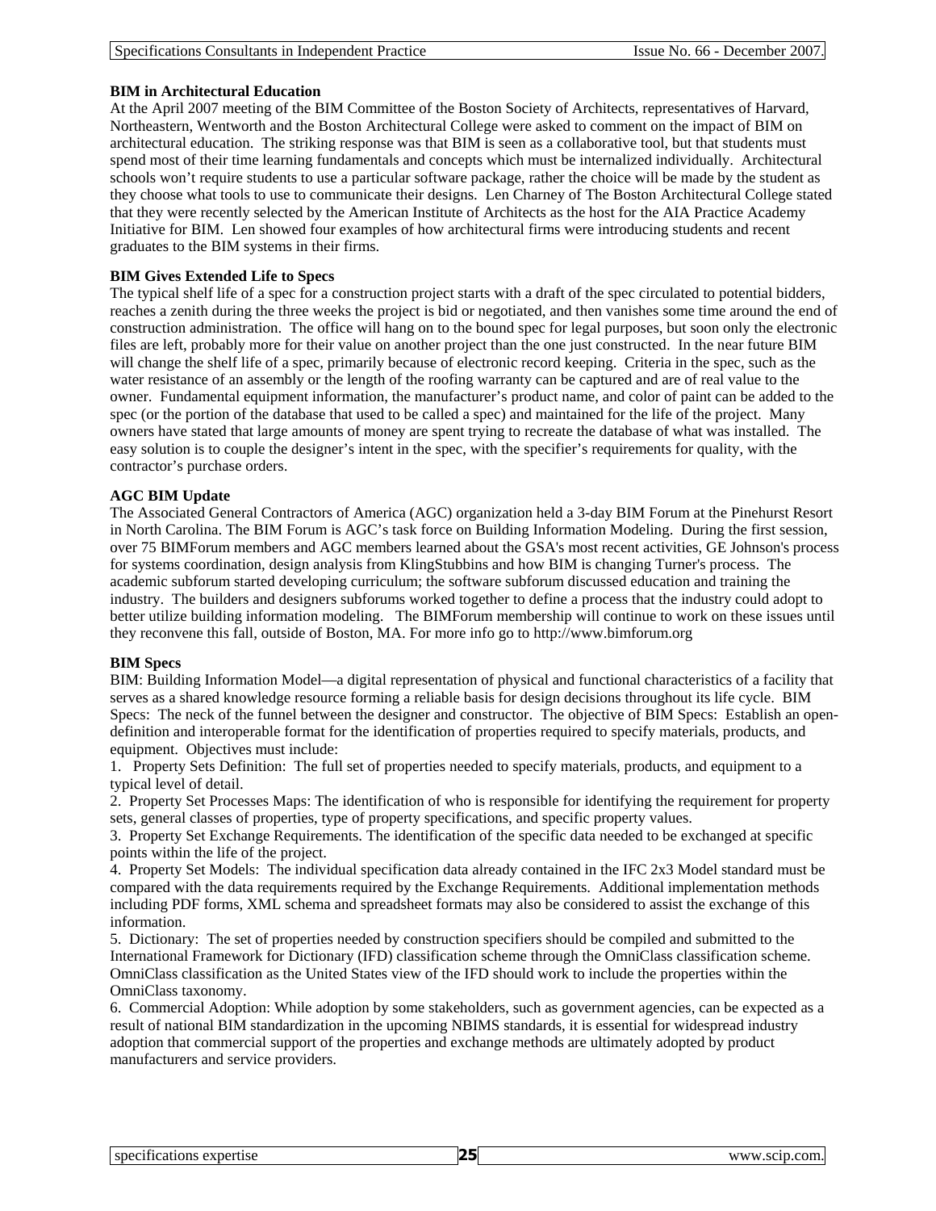**BIM in Architectural Education**

At the April 2007 meeting of the BIM Committee of the Boston Society of Architects, representatives of Harvard, Northeastern, Wentworth and the Boston Architectural College were asked to comment on the impact of BIM on architectural education. The striking response was that BIM is seen as a collaborative tool, but that students must spend most of their time learning fundamentals and concepts which must be internalized individually. Architectural schools won't require students to use a particular software package, rather the choice will be made by the student as they choose what tools to use to communicate their designs. Len Charney of The Boston Architectural College stated that they were recently selected by the American Institute of Architects as the host for the AIA Practice Academy Initiative for BIM. Len showed four examples of how architectural firms were introducing students and recent graduates to the BIM systems in their firms.

**BIM Gives Extended Life to Specs**

The typical shelf life of a spec for a construction project starts with a draft of the spec circulated to potential bidders, reaches a zenith during the three weeks the project is bid or negotiated, and then vanishes some time around the end of construction administration. The office will hang on to the bound spec for legal purposes, but soon only the electronic files are left, probably more for their value on another project than the one just constructed. In the near future BIM will change the shelf life of a spec, primarily because of electronic record keeping. Criteria in the spec, such as the water resistance of an assembly or the length of the roofing warranty can be captured and are of real value to the owner. Fundamental equipment information, the manufacturer's product name, and color of paint can be added to the spec (or the portion of the database that used to be called a spec) and maintained for the life of the project. Many owners have stated that large amounts of money are spent trying to recreate the database of what was installed. The easy solution is to couple the designer's intent in the spec, with the specifier's requirements for quality, with the contractor's purchase orders.

**AGC BIM Update**

The Associated General Contractors of America (AGC) organization held a 3-day BIM Forum at the Pinehurst Resort in North Carolina. The BIM Forum is AGC's task force on Building Information Modeling. During the first session, over 75 BIMForum members and AGC members learned about the GSA's most recent activities, GE Johnson's process for systems coordination, design analysis from KlingStubbins and how BIM is changing Turner's process. The academic subforum started developing curriculum; the software subforum discussed education and training the industry. The builders and designers subforums worked together to define a process that the industry could adopt to better utilize building information modeling. The BIMForum membership will continue to work on these issues until they reconvene this fall, outside of Boston, MA. For more info go to http://www.bimforum.org

**BIM Specs**

BIM: Building Information Model—a digital representation of physical and functional characteristics of a facility that serves as a shared knowledge resource forming a reliable basis for design decisions throughout its life cycle. BIM Specs: The neck of the funnel between the designer and constructor. The objective of BIM Specs: Establish an open-definition and interoperable format for the identification of properties required to specify materials, products, and equipment. Objectives must include:

1. Property Sets Definition: The full set of properties needed to specify materials, products, and equipment to a typical level of detail.
2. Property Set Processes Maps: The identification of who is responsible for identifying the requirement for property sets, general classes of properties, type of property specifications, and specific property values.
3. Property Set Exchange Requirements. The identification of the specific data needed to be exchanged at specific points within the life of the project.
4. Property Set Models: The individual specification data already contained in the IFC 2x3 Model standard must be compared with the data requirements required by the Exchange Requirements. Additional implementation methods including PDF forms, XML schema and spreadsheet formats may also be considered to assist the exchange of this information.
5. Dictionary: The set of properties needed by construction specifiers should be compiled and submitted to the International Framework for Dictionary (IFD) classification scheme through the OmniClass classification scheme. OmniClass classification as the United States view of the IFD should work to include the properties within the OmniClass taxonomy.
6. Commercial Adoption: While adoption by some stakeholders, such as government agencies, can be expected as a result of national BIM standardization in the upcoming NBIMS standards, it is essential for widespread industry adoption that commercial support of the properties and exchange methods are ultimately adopted by product manufacturers and service providers.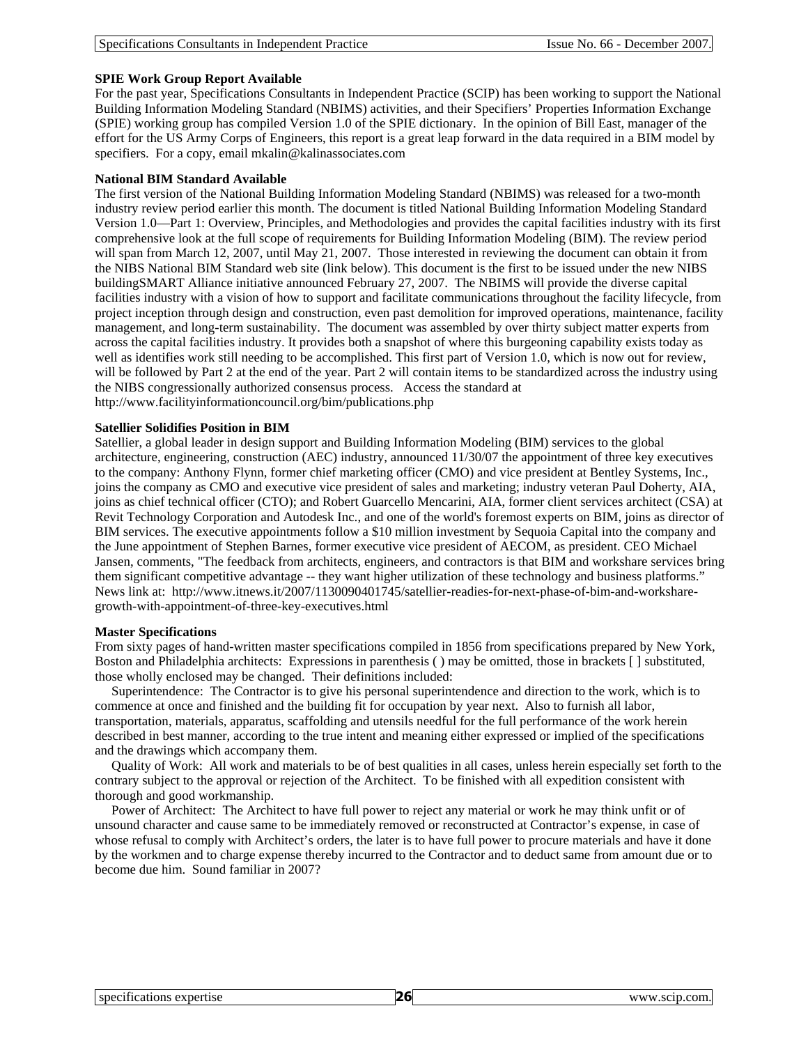### SPIE Work Group Report Available

For the past year, Specifications Consultants in Independent Practice (SCIP) has been working to support the National Building Information Modeling Standard (NBIMS) activities, and their Specifiers' Properties Information Exchange (SPIE) working group has compiled Version 1.0 of the SPIE dictionary. In the opinion of Bill East, manager of the effort for the US Army Corps of Engineers, this report is a great leap forward in the data required in a BIM model by specifiers. For a copy, email mkalin@kalinassociates.com

### National BIM Standard Available

The first version of the National Building Information Modeling Standard (NBIMS) was released for a two-month industry review period earlier this month. The document is titled National Building Information Modeling Standard Version 1.0—Part 1: Overview, Principles, and Methodologies and provides the capital facilities industry with its first comprehensive look at the full scope of requirements for Building Information Modeling (BIM). The review period will span from March 12, 2007, until May 21, 2007. Those interested in reviewing the document can obtain it from the NIBS National BIM Standard web site (link below). This document is the first to be issued under the new NIBS buildingSMART Alliance initiative announced February 27, 2007. The NBIMS will provide the diverse capital facilities industry with a vision of how to support and facilitate communications throughout the facility lifecycle, from project inception through design and construction, even past demolition for improved operations, maintenance, facility management, and long-term sustainability. The document was assembled by over thirty subject matter experts from across the capital facilities industry. It provides both a snapshot of where this burgeoning capability exists today as well as identifies work still needing to be accomplished. This first part of Version 1.0, which is now out for review, will be followed by Part 2 at the end of the year. Part 2 will contain items to be standardized across the industry using the NIBS congressionally authorized consensus process. Access the standard at http://www.facilityinformationcouncil.org/bim/publications.php

### Satellier Solidifies Position in BIM

Satellier, a global leader in design support and Building Information Modeling (BIM) services to the global architecture, engineering, construction (AEC) industry, announced 11/30/07 the appointment of three key executives to the company: Anthony Flynn, former chief marketing officer (CMO) and vice president at Bentley Systems, Inc., joins the company as CMO and executive vice president of sales and marketing; industry veteran Paul Doherty, AIA, joins as chief technical officer (CTO); and Robert Guarcello Mencarini, AIA, former client services architect (CSA) at Revit Technology Corporation and Autodesk Inc., and one of the world's foremost experts on BIM, joins as director of BIM services. The executive appointments follow a $10 million investment by Sequoia Capital into the company and the June appointment of Stephen Barnes, former executive vice president of AECOM, as president. CEO Michael Jansen, comments, "The feedback from architects, engineers, and contractors is that BIM and workshare services bring them significant competitive advantage -- they want higher utilization of these technology and business platforms." News link at: http://www.itnews.it/2007/1130090401745/satellier-readies-for-next-phase-of-bim-and-workshare-growth-with-appointment-of-three-key-executives.html

### Master Specifications

From sixty pages of hand-written master specifications compiled in 1856 from specifications prepared by New York, Boston and Philadelphia architects: Expressions in parenthesis ( ) may be omitted, those in brackets [ ] substituted, those wholly enclosed may be changed. Their definitions included:

Superintendence: The Contractor is to give his personal superintendence and direction to the work, which is to commence at once and finished and the building fit for occupation by year next. Also to furnish all labor, transportation, materials, apparatus, scaffolding and utensils needful for the full performance of the work herein described in best manner, according to the true intent and meaning either expressed or implied of the specifications and the drawings which accompany them.

Quality of Work: All work and materials to be of best qualities in all cases, unless herein especially set forth to the contrary subject to the approval or rejection of the Architect. To be finished with all expedition consistent with thorough and good workmanship.

Power of Architect: The Architect to have full power to reject any material or work he may think unfit or of unsound character and cause same to be immediately removed or reconstructed at Contractor's expense, in case of whose refusal to comply with Architect's orders, the later is to have full power to procure materials and have it done by the workmen and to charge expense thereby incurred to the Contractor and to deduct same from amount due or to become due him. Sound familiar in 2007?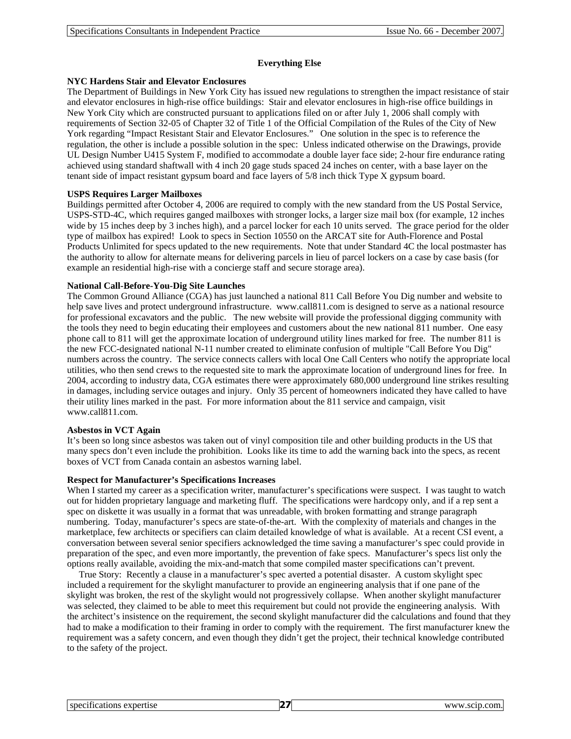## Everything Else

### NYC Hardens Stair and Elevator Enclosures

The Department of Buildings in New York City has issued new regulations to strengthen the impact resistance of stair and elevator enclosures in high-rise office buildings: Stair and elevator enclosures in high-rise office buildings in New York City which are constructed pursuant to applications filed on or after July 1, 2006 shall comply with requirements of Section 32-05 of Chapter 32 of Title 1 of the Official Compilation of the Rules of the City of New York regarding "Impact Resistant Stair and Elevator Enclosures." One solution in the spec is to reference the regulation, the other is include a possible solution in the spec: Unless indicated otherwise on the Drawings, provide UL Design Number U415 System F, modified to accommodate a double layer face side; 2-hour fire endurance rating achieved using standard shaftwall with 4 inch 20 gage studs spaced 24 inches on center, with a base layer on the tenant side of impact resistant gypsum board and face layers of 5/8 inch thick Type X gypsum board.

### USPS Requires Larger Mailboxes

Buildings permitted after October 4, 2006 are required to comply with the new standard from the US Postal Service, USPS-STD-4C, which requires ganged mailboxes with stronger locks, a larger size mail box (for example, 12 inches wide by 15 inches deep by 3 inches high), and a parcel locker for each 10 units served. The grace period for the older type of mailbox has expired! Look to specs in Section 10550 on the ARCAT site for Auth-Florence and Postal Products Unlimited for specs updated to the new requirements. Note that under Standard 4C the local postmaster has the authority to allow for alternate means for delivering parcels in lieu of parcel lockers on a case by case basis (for example an residential high-rise with a concierge staff and secure storage area).

### National Call-Before-You-Dig Site Launches

The Common Ground Alliance (CGA) has just launched a national 811 Call Before You Dig number and website to help save lives and protect underground infrastructure. www.call811.com is designed to serve as a national resource for professional excavators and the public. The new website will provide the professional digging community with the tools they need to begin educating their employees and customers about the new national 811 number. One easy phone call to 811 will get the approximate location of underground utility lines marked for free. The number 811 is the new FCC-designated national N-11 number created to eliminate confusion of multiple "Call Before You Dig" numbers across the country. The service connects callers with local One Call Centers who notify the appropriate local utilities, who then send crews to the requested site to mark the approximate location of underground lines for free. In 2004, according to industry data, CGA estimates there were approximately 680,000 underground line strikes resulting in damages, including service outages and injury. Only 35 percent of homeowners indicated they have called to have their utility lines marked in the past. For more information about the 811 service and campaign, visit www.call811.com.

### Asbestos in VCT Again

It's been so long since asbestos was taken out of vinyl composition tile and other building products in the US that many specs don't even include the prohibition. Looks like its time to add the warning back into the specs, as recent boxes of VCT from Canada contain an asbestos warning label.

### Respect for Manufacturer's Specifications Increases

When I started my career as a specification writer, manufacturer's specifications were suspect. I was taught to watch out for hidden proprietary language and marketing fluff. The specifications were hardcopy only, and if a rep sent a spec on diskette it was usually in a format that was unreadable, with broken formatting and strange paragraph numbering. Today, manufacturer's specs are state-of-the-art. With the complexity of materials and changes in the marketplace, few architects or specifiers can claim detailed knowledge of what is available. At a recent CSI event, a conversation between several senior specifiers acknowledged the time saving a manufacturer's spec could provide in preparation of the spec, and even more importantly, the prevention of fake specs. Manufacturer's specs list only the options really available, avoiding the mix-and-match that some compiled master specifications can't prevent.

True Story: Recently a clause in a manufacturer's spec averted a potential disaster. A custom skylight spec included a requirement for the skylight manufacturer to provide an engineering analysis that if one pane of the skylight was broken, the rest of the skylight would not progressively collapse. When another skylight manufacturer was selected, they claimed to be able to meet this requirement but could not provide the engineering analysis. With the architect's insistence on the requirement, the second skylight manufacturer did the calculations and found that they had to make a modification to their framing in order to comply with the requirement. The first manufacturer knew the requirement was a safety concern, and even though they didn't get the project, their technical knowledge contributed to the safety of the project.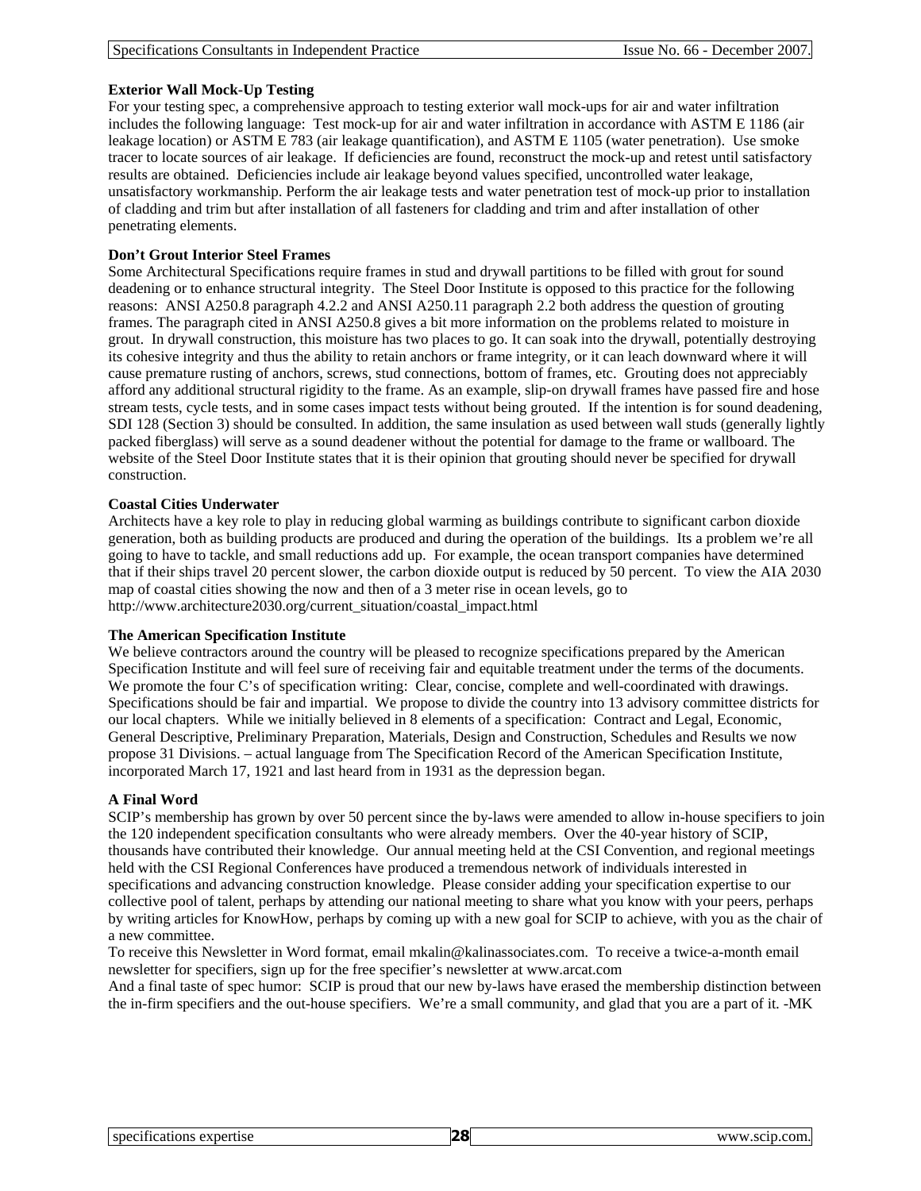**Exterior Wall Mock-Up Testing**

For your testing spec, a comprehensive approach to testing exterior wall mock-ups for air and water infiltration includes the following language: Test mock-up for air and water infiltration in accordance with ASTM E 1186 (air leakage location) or ASTM E 783 (air leakage quantification), and ASTM E 1105 (water penetration). Use smoke tracer to locate sources of air leakage. If deficiencies are found, reconstruct the mock-up and retest until satisfactory results are obtained. Deficiencies include air leakage beyond values specified, uncontrolled water leakage, unsatisfactory workmanship. Perform the air leakage tests and water penetration test of mock-up prior to installation of cladding and trim but after installation of all fasteners for cladding and trim and after installation of other penetrating elements.

**Don't Grout Interior Steel Frames**

Some Architectural Specifications require frames in stud and drywall partitions to be filled with grout for sound deadening or to enhance structural integrity. The Steel Door Institute is opposed to this practice for the following reasons: ANSI A250.8 paragraph 4.2.2 and ANSI A250.11 paragraph 2.2 both address the question of grouting frames. The paragraph cited in ANSI A250.8 gives a bit more information on the problems related to moisture in grout. In drywall construction, this moisture has two places to go. It can soak into the drywall, potentially destroying its cohesive integrity and thus the ability to retain anchors or frame integrity, or it can leach downward where it will cause premature rusting of anchors, screws, stud connections, bottom of frames, etc. Grouting does not appreciably afford any additional structural rigidity to the frame. As an example, slip-on drywall frames have passed fire and hose stream tests, cycle tests, and in some cases impact tests without being grouted. If the intention is for sound deadening, SDI 128 (Section 3) should be consulted. In addition, the same insulation as used between wall studs (generally lightly packed fiberglass) will serve as a sound deadener without the potential for damage to the frame or wallboard. The website of the Steel Door Institute states that it is their opinion that grouting should never be specified for drywall construction.

**Coastal Cities Underwater**

Architects have a key role to play in reducing global warming as buildings contribute to significant carbon dioxide generation, both as building products are produced and during the operation of the buildings. Its a problem we're all going to have to tackle, and small reductions add up. For example, the ocean transport companies have determined that if their ships travel 20 percent slower, the carbon dioxide output is reduced by 50 percent. To view the AIA 2030 map of coastal cities showing the now and then of a 3 meter rise in ocean levels, go to http://www.architecture2030.org/current_situation/coastal_impact.html

**The American Specification Institute**

We believe contractors around the country will be pleased to recognize specifications prepared by the American Specification Institute and will feel sure of receiving fair and equitable treatment under the terms of the documents. We promote the four C's of specification writing: Clear, concise, complete and well-coordinated with drawings. Specifications should be fair and impartial. We propose to divide the country into 13 advisory committee districts for our local chapters. While we initially believed in 8 elements of a specification: Contract and Legal, Economic, General Descriptive, Preliminary Preparation, Materials, Design and Construction, Schedules and Results we now propose 31 Divisions. – actual language from The Specification Record of the American Specification Institute, incorporated March 17, 1921 and last heard from in 1931 as the depression began.

**A Final Word**

SCIP's membership has grown by over 50 percent since the by-laws were amended to allow in-house specifiers to join the 120 independent specification consultants who were already members. Over the 40-year history of SCIP, thousands have contributed their knowledge. Our annual meeting held at the CSI Convention, and regional meetings held with the CSI Regional Conferences have produced a tremendous network of individuals interested in specifications and advancing construction knowledge. Please consider adding your specification expertise to our collective pool of talent, perhaps by attending our national meeting to share what you know with your peers, perhaps by writing articles for KnowHow, perhaps by coming up with a new goal for SCIP to achieve, with you as the chair of a new committee.

To receive this Newsletter in Word format, email mkalin@kalinassociates.com. To receive a twice-a-month email newsletter for specifiers, sign up for the free specifier's newsletter at www.arcat.com

And a final taste of spec humor: SCIP is proud that our new by-laws have erased the membership distinction between the in-firm specifiers and the out-house specifiers. We're a small community, and glad that you are a part of it. -MK